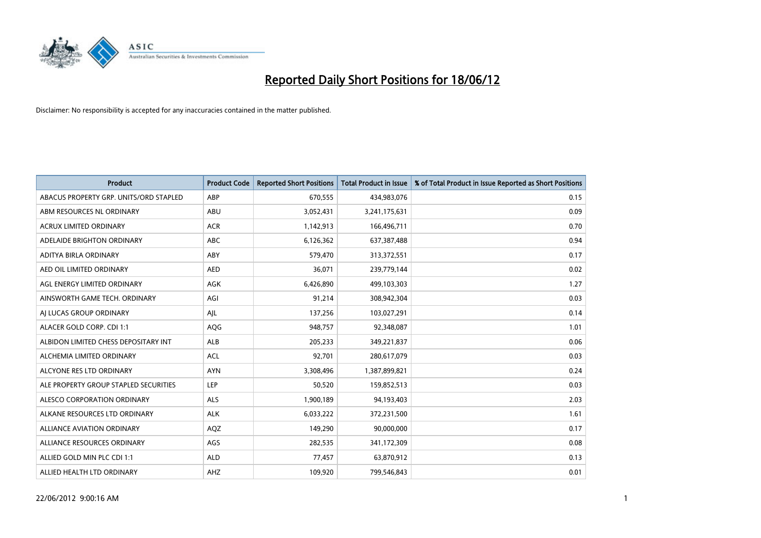# Reported Daily Short Positions for 18/06/12

Disclaimer: No responsibility is accepted for any inaccuracies contained in the matter published.

| Product | Product Code | Reported Short Positions | Total Product in Issue | % of Total Product in Issue Reported as Short Positions |
|---|---|---|---|---|
| ABACUS PROPERTY GRP. UNITS/ORD STAPLED | ABP | 670,555 | 434,983,076 | 0.15 |
| ABM RESOURCES NL ORDINARY | ABU | 3,052,431 | 3,241,175,631 | 0.09 |
| ACRUX LIMITED ORDINARY | ACR | 1,142,913 | 166,496,711 | 0.70 |
| ADELAIDE BRIGHTON ORDINARY | ABC | 6,126,362 | 637,387,488 | 0.94 |
| ADITYA BIRLA ORDINARY | ABY | 579,470 | 313,372,551 | 0.17 |
| AED OIL LIMITED ORDINARY | AED | 36,071 | 239,779,144 | 0.02 |
| AGL ENERGY LIMITED ORDINARY | AGK | 6,426,890 | 499,103,303 | 1.27 |
| AINSWORTH GAME TECH. ORDINARY | AGI | 91,214 | 308,942,304 | 0.03 |
| AJ LUCAS GROUP ORDINARY | AJL | 137,256 | 103,027,291 | 0.14 |
| ALACER GOLD CORP. CDI 1:1 | AQG | 948,757 | 92,348,087 | 1.01 |
| ALBIDON LIMITED CHESS DEPOSITARY INT | ALB | 205,233 | 349,221,837 | 0.06 |
| ALCHEMIA LIMITED ORDINARY | ACL | 92,701 | 280,617,079 | 0.03 |
| ALCYONE RES LTD ORDINARY | AYN | 3,308,496 | 1,387,899,821 | 0.24 |
| ALE PROPERTY GROUP STAPLED SECURITIES | LEP | 50,520 | 159,852,513 | 0.03 |
| ALESCO CORPORATION ORDINARY | ALS | 1,900,189 | 94,193,403 | 2.03 |
| ALKANE RESOURCES LTD ORDINARY | ALK | 6,033,222 | 372,231,500 | 1.61 |
| ALLIANCE AVIATION ORDINARY | AQZ | 149,290 | 90,000,000 | 0.17 |
| ALLIANCE RESOURCES ORDINARY | AGS | 282,535 | 341,172,309 | 0.08 |
| ALLIED GOLD MIN PLC CDI 1:1 | ALD | 77,457 | 63,870,912 | 0.13 |
| ALLIED HEALTH LTD ORDINARY | AHZ | 109,920 | 799,546,843 | 0.01 |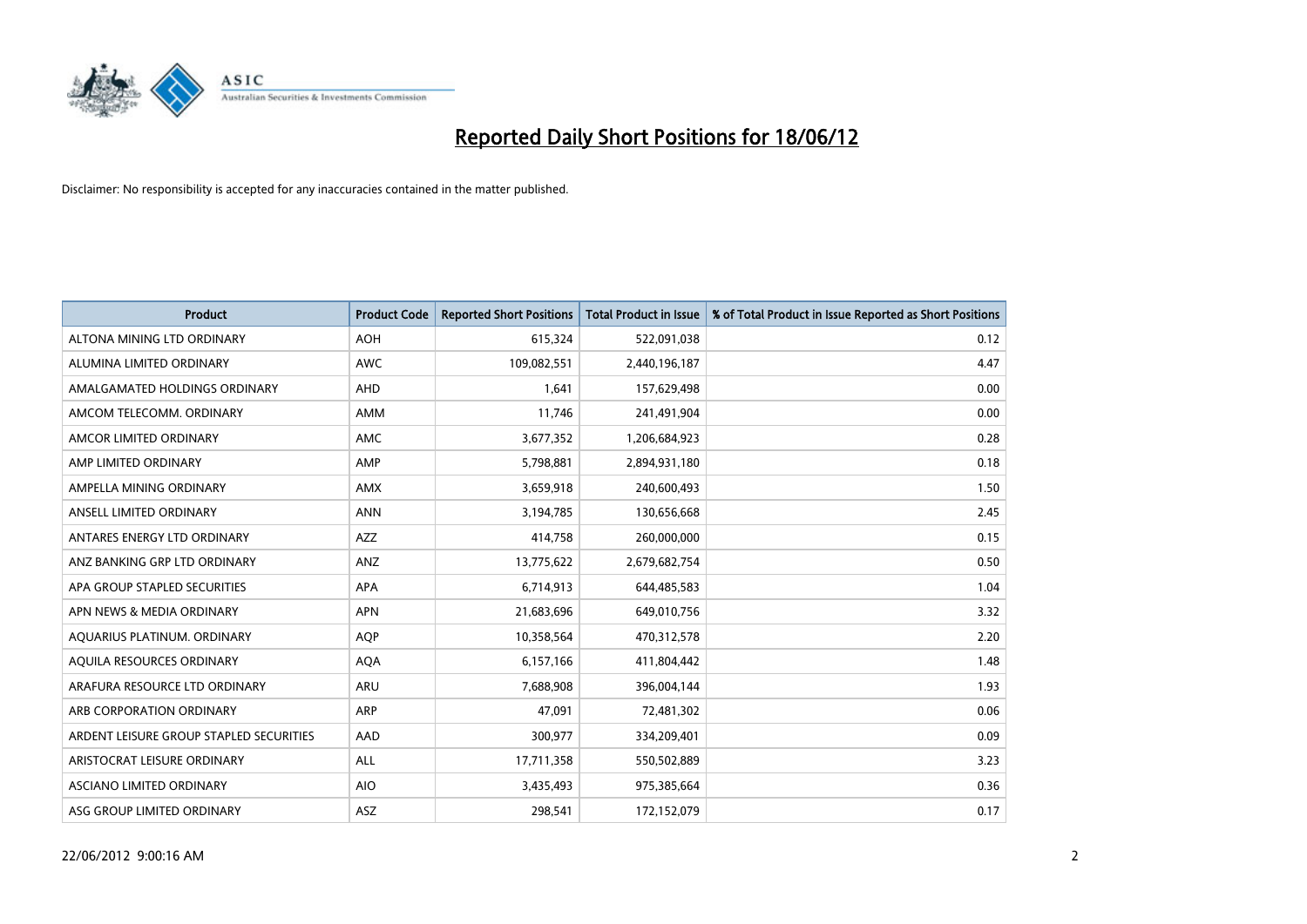# Reported Daily Short Positions for 18/06/12

Disclaimer: No responsibility is accepted for any inaccuracies contained in the matter published.

| Product | Product Code | Reported Short Positions | Total Product in Issue | % of Total Product in Issue Reported as Short Positions |
|---|---|---|---|---|
| ALTONA MINING LTD ORDINARY | AOH | 615,324 | 522,091,038 | 0.12 |
| ALUMINA LIMITED ORDINARY | AWC | 109,082,551 | 2,440,196,187 | 4.47 |
| AMALGAMATED HOLDINGS ORDINARY | AHD | 1,641 | 157,629,498 | 0.00 |
| AMCOM TELECOMM. ORDINARY | AMM | 11,746 | 241,491,904 | 0.00 |
| AMCOR LIMITED ORDINARY | AMC | 3,677,352 | 1,206,684,923 | 0.28 |
| AMP LIMITED ORDINARY | AMP | 5,798,881 | 2,894,931,180 | 0.18 |
| AMPELLA MINING ORDINARY | AMX | 3,659,918 | 240,600,493 | 1.50 |
| ANSELL LIMITED ORDINARY | ANN | 3,194,785 | 130,656,668 | 2.45 |
| ANTARES ENERGY LTD ORDINARY | AZZ | 414,758 | 260,000,000 | 0.15 |
| ANZ BANKING GRP LTD ORDINARY | ANZ | 13,775,622 | 2,679,682,754 | 0.50 |
| APA GROUP STAPLED SECURITIES | APA | 6,714,913 | 644,485,583 | 1.04 |
| APN NEWS & MEDIA ORDINARY | APN | 21,683,696 | 649,010,756 | 3.32 |
| AQUARIUS PLATINUM. ORDINARY | AQP | 10,358,564 | 470,312,578 | 2.20 |
| AQUILA RESOURCES ORDINARY | AQA | 6,157,166 | 411,804,442 | 1.48 |
| ARAFURA RESOURCE LTD ORDINARY | ARU | 7,688,908 | 396,004,144 | 1.93 |
| ARB CORPORATION ORDINARY | ARP | 47,091 | 72,481,302 | 0.06 |
| ARDENT LEISURE GROUP STAPLED SECURITIES | AAD | 300,977 | 334,209,401 | 0.09 |
| ARISTOCRAT LEISURE ORDINARY | ALL | 17,711,358 | 550,502,889 | 3.23 |
| ASCIANO LIMITED ORDINARY | AIO | 3,435,493 | 975,385,664 | 0.36 |
| ASG GROUP LIMITED ORDINARY | ASZ | 298,541 | 172,152,079 | 0.17 |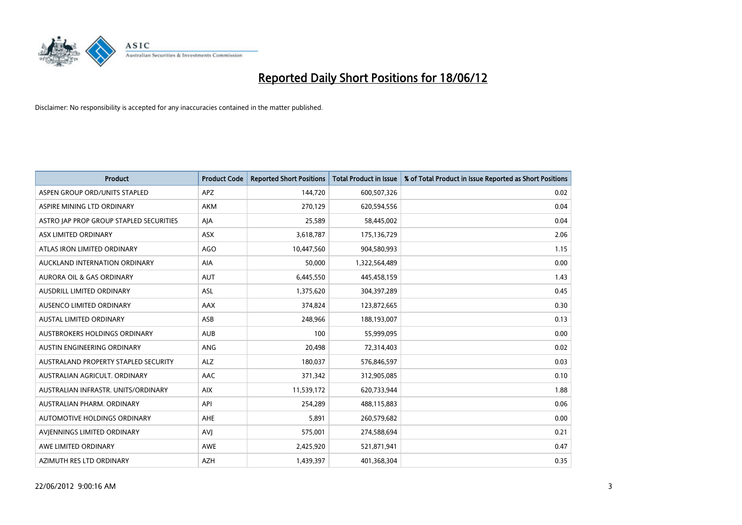# Reported Daily Short Positions for 18/06/12

Disclaimer: No responsibility is accepted for any inaccuracies contained in the matter published.

| Product | Product Code | Reported Short Positions | Total Product in Issue | % of Total Product in Issue Reported as Short Positions |
|---|---|---|---|---|
| ASPEN GROUP ORD/UNITS STAPLED | APZ | 144,720 | 600,507,326 | 0.02 |
| ASPIRE MINING LTD ORDINARY | AKM | 270,129 | 620,594,556 | 0.04 |
| ASTRO JAP PROP GROUP STAPLED SECURITIES | AJA | 25,589 | 58,445,002 | 0.04 |
| ASX LIMITED ORDINARY | ASX | 3,618,787 | 175,136,729 | 2.06 |
| ATLAS IRON LIMITED ORDINARY | AGO | 10,447,560 | 904,580,993 | 1.15 |
| AUCKLAND INTERNATION ORDINARY | AIA | 50,000 | 1,322,564,489 | 0.00 |
| AURORA OIL & GAS ORDINARY | AUT | 6,445,550 | 445,458,159 | 1.43 |
| AUSDRILL LIMITED ORDINARY | ASL | 1,375,620 | 304,397,289 | 0.45 |
| AUSENCO LIMITED ORDINARY | AAX | 374,824 | 123,872,665 | 0.30 |
| AUSTAL LIMITED ORDINARY | ASB | 248,966 | 188,193,007 | 0.13 |
| AUSTBROKERS HOLDINGS ORDINARY | AUB | 100 | 55,999,095 | 0.00 |
| AUSTIN ENGINEERING ORDINARY | ANG | 20,498 | 72,314,403 | 0.02 |
| AUSTRALAND PROPERTY STAPLED SECURITY | ALZ | 180,037 | 576,846,597 | 0.03 |
| AUSTRALIAN AGRICULT. ORDINARY | AAC | 371,342 | 312,905,085 | 0.10 |
| AUSTRALIAN INFRASTR. UNITS/ORDINARY | AIX | 11,539,172 | 620,733,944 | 1.88 |
| AUSTRALIAN PHARM. ORDINARY | API | 254,289 | 488,115,883 | 0.06 |
| AUTOMOTIVE HOLDINGS ORDINARY | AHE | 5,891 | 260,579,682 | 0.00 |
| AVJENNINGS LIMITED ORDINARY | AVJ | 575,001 | 274,588,694 | 0.21 |
| AWE LIMITED ORDINARY | AWE | 2,425,920 | 521,871,941 | 0.47 |
| AZIMUTH RES LTD ORDINARY | AZH | 1,439,397 | 401,368,304 | 0.35 |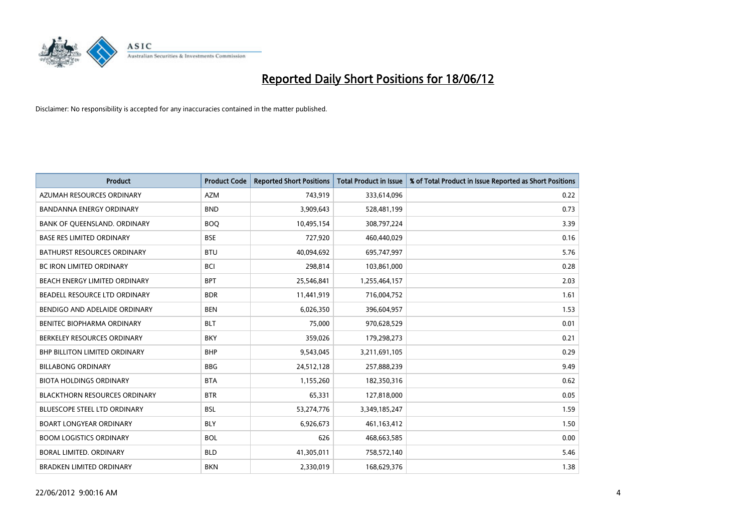# Reported Daily Short Positions for 18/06/12

Disclaimer: No responsibility is accepted for any inaccuracies contained in the matter published.

| Product | Product Code | Reported Short Positions | Total Product in Issue | % of Total Product in Issue Reported as Short Positions |
|---|---|---|---|---|
| AZUMAH RESOURCES ORDINARY | AZM | 743,919 | 333,614,096 | 0.22 |
| BANDANNA ENERGY ORDINARY | BND | 3,909,643 | 528,481,199 | 0.73 |
| BANK OF QUEENSLAND. ORDINARY | BOQ | 10,495,154 | 308,797,224 | 3.39 |
| BASE RES LIMITED ORDINARY | BSE | 727,920 | 460,440,029 | 0.16 |
| BATHURST RESOURCES ORDINARY | BTU | 40,094,692 | 695,747,997 | 5.76 |
| BC IRON LIMITED ORDINARY | BCI | 298,814 | 103,861,000 | 0.28 |
| BEACH ENERGY LIMITED ORDINARY | BPT | 25,546,841 | 1,255,464,157 | 2.03 |
| BEADELL RESOURCE LTD ORDINARY | BDR | 11,441,919 | 716,004,752 | 1.61 |
| BENDIGO AND ADELAIDE ORDINARY | BEN | 6,026,350 | 396,604,957 | 1.53 |
| BENITEC BIOPHARMA ORDINARY | BLT | 75,000 | 970,628,529 | 0.01 |
| BERKELEY RESOURCES ORDINARY | BKY | 359,026 | 179,298,273 | 0.21 |
| BHP BILLITON LIMITED ORDINARY | BHP | 9,543,045 | 3,211,691,105 | 0.29 |
| BILLABONG ORDINARY | BBG | 24,512,128 | 257,888,239 | 9.49 |
| BIOTA HOLDINGS ORDINARY | BTA | 1,155,260 | 182,350,316 | 0.62 |
| BLACKTHORN RESOURCES ORDINARY | BTR | 65,331 | 127,818,000 | 0.05 |
| BLUESCOPE STEEL LTD ORDINARY | BSL | 53,274,776 | 3,349,185,247 | 1.59 |
| BOART LONGYEAR ORDINARY | BLY | 6,926,673 | 461,163,412 | 1.50 |
| BOOM LOGISTICS ORDINARY | BOL | 626 | 468,663,585 | 0.00 |
| BORAL LIMITED. ORDINARY | BLD | 41,305,011 | 758,572,140 | 5.46 |
| BRADKEN LIMITED ORDINARY | BKN | 2,330,019 | 168,629,376 | 1.38 |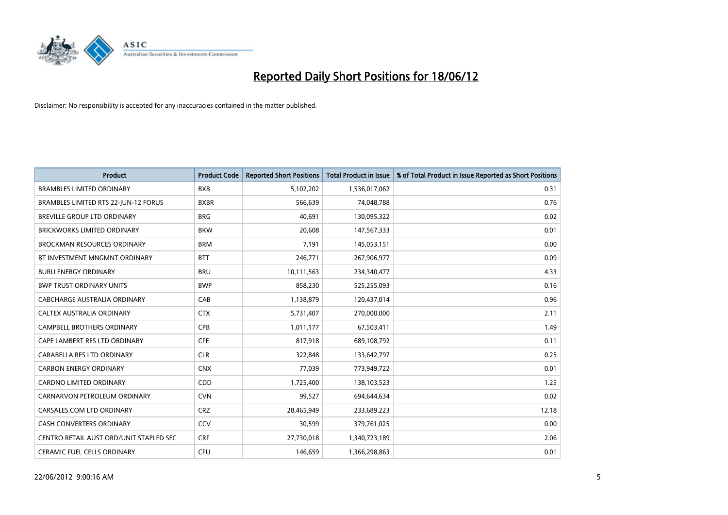# Reported Daily Short Positions for 18/06/12

Disclaimer: No responsibility is accepted for any inaccuracies contained in the matter published.

| Product | Product Code | Reported Short Positions | Total Product in Issue | % of Total Product in Issue Reported as Short Positions |
|---|---|---|---|---|
| BRAMBLES LIMITED ORDINARY | BXB | 5,102,202 | 1,536,017,062 | 0.31 |
| BRAMBLES LIMITED RTS 22-JUN-12 FORUS | BXBR | 566,639 | 74,048,788 | 0.76 |
| BREVILLE GROUP LTD ORDINARY | BRG | 40,691 | 130,095,322 | 0.02 |
| BRICKWORKS LIMITED ORDINARY | BKW | 20,608 | 147,567,333 | 0.01 |
| BROCKMAN RESOURCES ORDINARY | BRM | 7,191 | 145,053,151 | 0.00 |
| BT INVESTMENT MNGMNT ORDINARY | BTT | 246,771 | 267,906,977 | 0.09 |
| BURU ENERGY ORDINARY | BRU | 10,111,563 | 234,340,477 | 4.33 |
| BWP TRUST ORDINARY UNITS | BWP | 858,230 | 525,255,093 | 0.16 |
| CABCHARGE AUSTRALIA ORDINARY | CAB | 1,138,879 | 120,437,014 | 0.96 |
| CALTEX AUSTRALIA ORDINARY | CTX | 5,731,407 | 270,000,000 | 2.11 |
| CAMPBELL BROTHERS ORDINARY | CPB | 1,011,177 | 67,503,411 | 1.49 |
| CAPE LAMBERT RES LTD ORDINARY | CFE | 817,918 | 689,108,792 | 0.11 |
| CARABELLA RES LTD ORDINARY | CLR | 322,848 | 133,642,797 | 0.25 |
| CARBON ENERGY ORDINARY | CNX | 77,039 | 773,949,722 | 0.01 |
| CARDNO LIMITED ORDINARY | CDD | 1,725,400 | 138,103,523 | 1.25 |
| CARNARVON PETROLEUM ORDINARY | CVN | 99,527 | 694,644,634 | 0.02 |
| CARSALES.COM LTD ORDINARY | CRZ | 28,465,949 | 233,689,223 | 12.18 |
| CASH CONVERTERS ORDINARY | CCV | 30,599 | 379,761,025 | 0.00 |
| CENTRO RETAIL AUST ORD/UNIT STAPLED SEC | CRF | 27,730,018 | 1,340,723,189 | 2.06 |
| CERAMIC FUEL CELLS ORDINARY | CFU | 146,659 | 1,366,298,863 | 0.01 |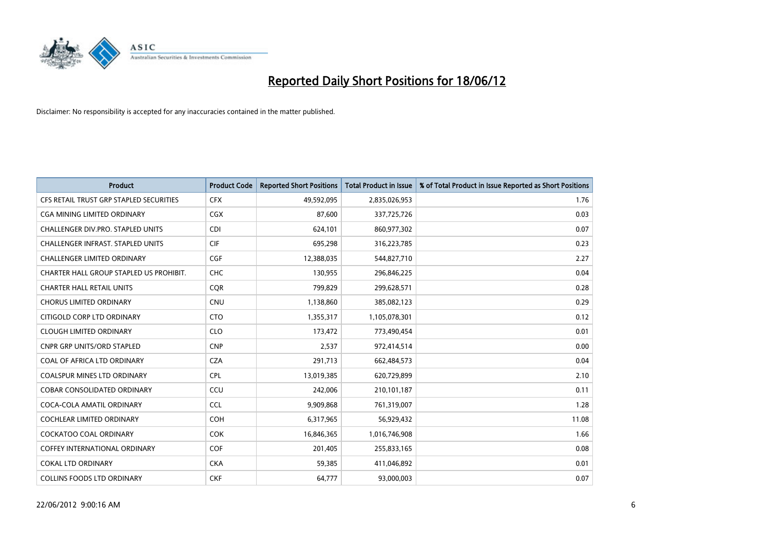# Reported Daily Short Positions for 18/06/12

Disclaimer: No responsibility is accepted for any inaccuracies contained in the matter published.

| Product | Product Code | Reported Short Positions | Total Product in Issue | % of Total Product in Issue Reported as Short Positions |
|---|---|---|---|---|
| CFS RETAIL TRUST GRP STAPLED SECURITIES | CFX | 49,592,095 | 2,835,026,953 | 1.76 |
| CGA MINING LIMITED ORDINARY | CGX | 87,600 | 337,725,726 | 0.03 |
| CHALLENGER DIV.PRO. STAPLED UNITS | CDI | 624,101 | 860,977,302 | 0.07 |
| CHALLENGER INFRAST. STAPLED UNITS | CIF | 695,298 | 316,223,785 | 0.23 |
| CHALLENGER LIMITED ORDINARY | CGF | 12,388,035 | 544,827,710 | 2.27 |
| CHARTER HALL GROUP STAPLED US PROHIBIT. | CHC | 130,955 | 296,846,225 | 0.04 |
| CHARTER HALL RETAIL UNITS | CQR | 799,829 | 299,628,571 | 0.28 |
| CHORUS LIMITED ORDINARY | CNU | 1,138,860 | 385,082,123 | 0.29 |
| CITIGOLD CORP LTD ORDINARY | CTO | 1,355,317 | 1,105,078,301 | 0.12 |
| CLOUGH LIMITED ORDINARY | CLO | 173,472 | 773,490,454 | 0.01 |
| CNPR GRP UNITS/ORD STAPLED | CNP | 2,537 | 972,414,514 | 0.00 |
| COAL OF AFRICA LTD ORDINARY | CZA | 291,713 | 662,484,573 | 0.04 |
| COALSPUR MINES LTD ORDINARY | CPL | 13,019,385 | 620,729,899 | 2.10 |
| COBAR CONSOLIDATED ORDINARY | CCU | 242,006 | 210,101,187 | 0.11 |
| COCA-COLA AMATIL ORDINARY | CCL | 9,909,868 | 761,319,007 | 1.28 |
| COCHLEAR LIMITED ORDINARY | COH | 6,317,965 | 56,929,432 | 11.08 |
| COCKATOO COAL ORDINARY | COK | 16,846,365 | 1,016,746,908 | 1.66 |
| COFFEY INTERNATIONAL ORDINARY | COF | 201,405 | 255,833,165 | 0.08 |
| COKAL LTD ORDINARY | CKA | 59,385 | 411,046,892 | 0.01 |
| COLLINS FOODS LTD ORDINARY | CKF | 64,777 | 93,000,003 | 0.07 |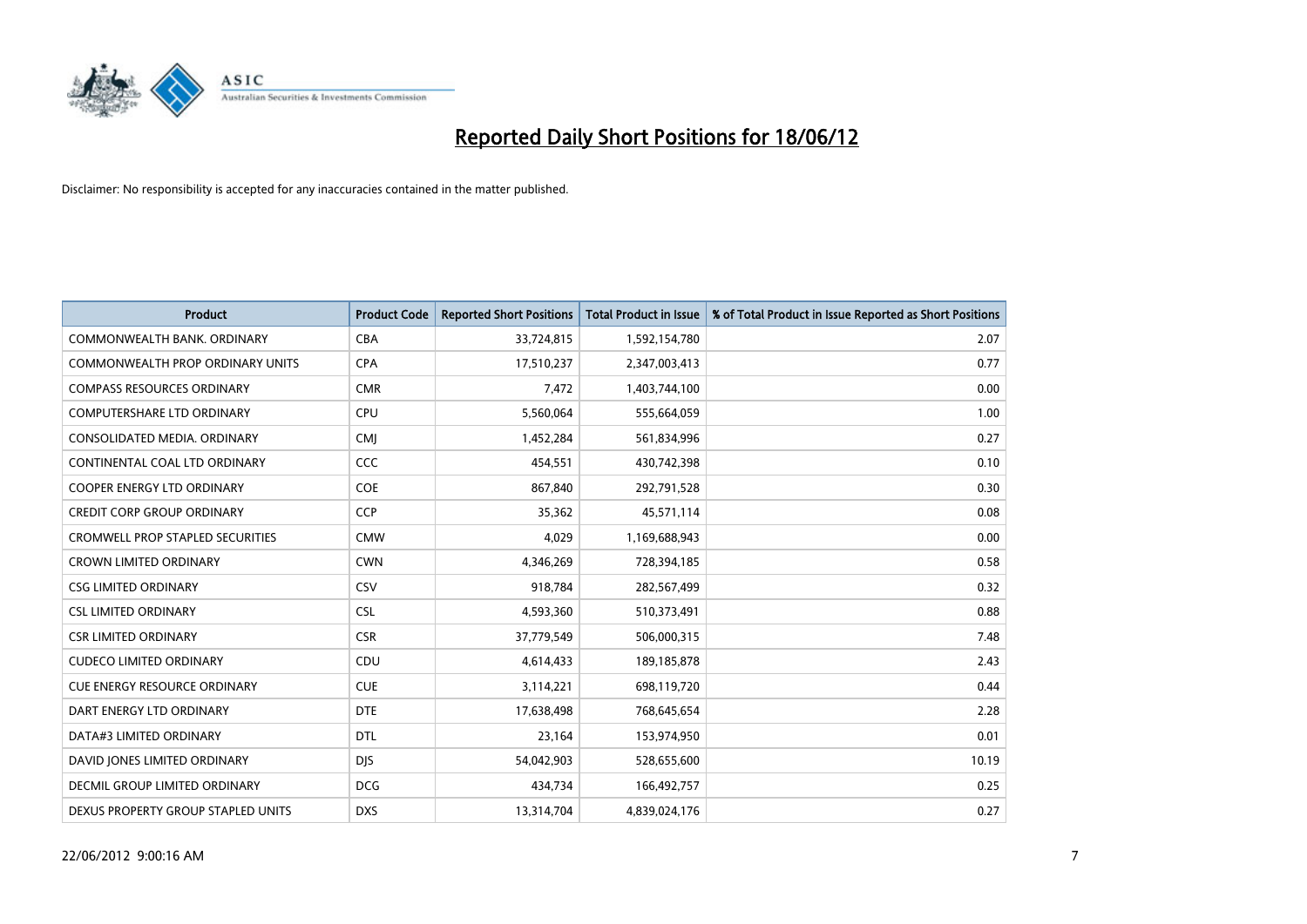# Reported Daily Short Positions for 18/06/12

Disclaimer: No responsibility is accepted for any inaccuracies contained in the matter published.

| Product | Product Code | Reported Short Positions | Total Product in Issue | % of Total Product in Issue Reported as Short Positions |
|---|---|---|---|---|
| COMMONWEALTH BANK. ORDINARY | CBA | 33,724,815 | 1,592,154,780 | 2.07 |
| COMMONWEALTH PROP ORDINARY UNITS | CPA | 17,510,237 | 2,347,003,413 | 0.77 |
| COMPASS RESOURCES ORDINARY | CMR | 7,472 | 1,403,744,100 | 0.00 |
| COMPUTERSHARE LTD ORDINARY | CPU | 5,560,064 | 555,664,059 | 1.00 |
| CONSOLIDATED MEDIA. ORDINARY | CMJ | 1,452,284 | 561,834,996 | 0.27 |
| CONTINENTAL COAL LTD ORDINARY | CCC | 454,551 | 430,742,398 | 0.10 |
| COOPER ENERGY LTD ORDINARY | COE | 867,840 | 292,791,528 | 0.30 |
| CREDIT CORP GROUP ORDINARY | CCP | 35,362 | 45,571,114 | 0.08 |
| CROMWELL PROP STAPLED SECURITIES | CMW | 4,029 | 1,169,688,943 | 0.00 |
| CROWN LIMITED ORDINARY | CWN | 4,346,269 | 728,394,185 | 0.58 |
| CSG LIMITED ORDINARY | CSV | 918,784 | 282,567,499 | 0.32 |
| CSL LIMITED ORDINARY | CSL | 4,593,360 | 510,373,491 | 0.88 |
| CSR LIMITED ORDINARY | CSR | 37,779,549 | 506,000,315 | 7.48 |
| CUDECO LIMITED ORDINARY | CDU | 4,614,433 | 189,185,878 | 2.43 |
| CUE ENERGY RESOURCE ORDINARY | CUE | 3,114,221 | 698,119,720 | 0.44 |
| DART ENERGY LTD ORDINARY | DTE | 17,638,498 | 768,645,654 | 2.28 |
| DATA#3 LIMITED ORDINARY | DTL | 23,164 | 153,974,950 | 0.01 |
| DAVID JONES LIMITED ORDINARY | DJS | 54,042,903 | 528,655,600 | 10.19 |
| DECMIL GROUP LIMITED ORDINARY | DCG | 434,734 | 166,492,757 | 0.25 |
| DEXUS PROPERTY GROUP STAPLED UNITS | DXS | 13,314,704 | 4,839,024,176 | 0.27 |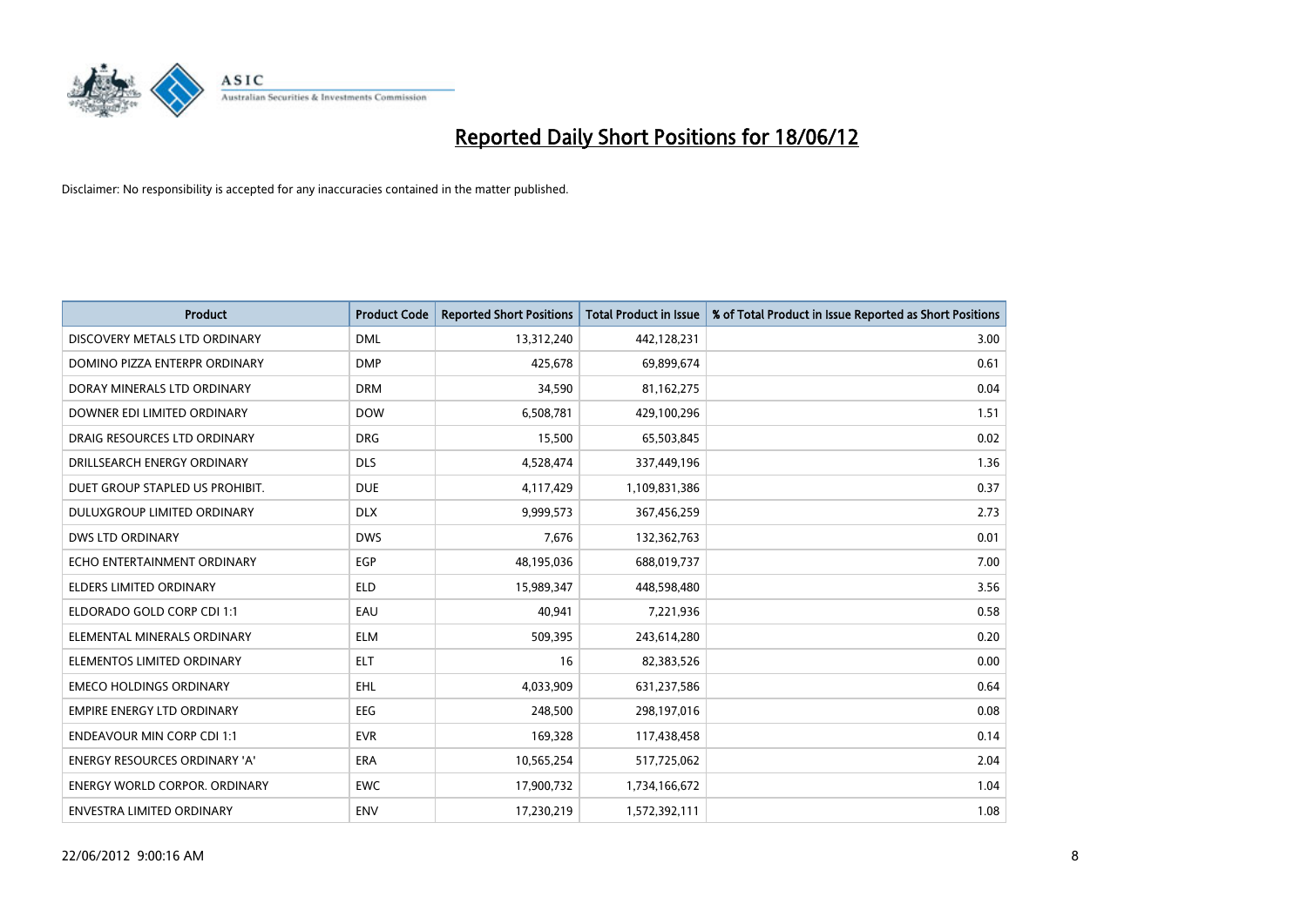# Reported Daily Short Positions for 18/06/12

Disclaimer: No responsibility is accepted for any inaccuracies contained in the matter published.

| Product | Product Code | Reported Short Positions | Total Product in Issue | % of Total Product in Issue Reported as Short Positions |
|---|---|---|---|---|
| DISCOVERY METALS LTD ORDINARY | DML | 13,312,240 | 442,128,231 | 3.00 |
| DOMINO PIZZA ENTERPR ORDINARY | DMP | 425,678 | 69,899,674 | 0.61 |
| DORAY MINERALS LTD ORDINARY | DRM | 34,590 | 81,162,275 | 0.04 |
| DOWNER EDI LIMITED ORDINARY | DOW | 6,508,781 | 429,100,296 | 1.51 |
| DRAIG RESOURCES LTD ORDINARY | DRG | 15,500 | 65,503,845 | 0.02 |
| DRILLSEARCH ENERGY ORDINARY | DLS | 4,528,474 | 337,449,196 | 1.36 |
| DUET GROUP STAPLED US PROHIBIT. | DUE | 4,117,429 | 1,109,831,386 | 0.37 |
| DULUXGROUP LIMITED ORDINARY | DLX | 9,999,573 | 367,456,259 | 2.73 |
| DWS LTD ORDINARY | DWS | 7,676 | 132,362,763 | 0.01 |
| ECHO ENTERTAINMENT ORDINARY | EGP | 48,195,036 | 688,019,737 | 7.00 |
| ELDERS LIMITED ORDINARY | ELD | 15,989,347 | 448,598,480 | 3.56 |
| ELDORADO GOLD CORP CDI 1:1 | EAU | 40,941 | 7,221,936 | 0.58 |
| ELEMENTAL MINERALS ORDINARY | ELM | 509,395 | 243,614,280 | 0.20 |
| ELEMENTOS LIMITED ORDINARY | ELT | 16 | 82,383,526 | 0.00 |
| EMECO HOLDINGS ORDINARY | EHL | 4,033,909 | 631,237,586 | 0.64 |
| EMPIRE ENERGY LTD ORDINARY | EEG | 248,500 | 298,197,016 | 0.08 |
| ENDEAVOUR MIN CORP CDI 1:1 | EVR | 169,328 | 117,438,458 | 0.14 |
| ENERGY RESOURCES ORDINARY 'A' | ERA | 10,565,254 | 517,725,062 | 2.04 |
| ENERGY WORLD CORPOR. ORDINARY | EWC | 17,900,732 | 1,734,166,672 | 1.04 |
| ENVESTRA LIMITED ORDINARY | ENV | 17,230,219 | 1,572,392,111 | 1.08 |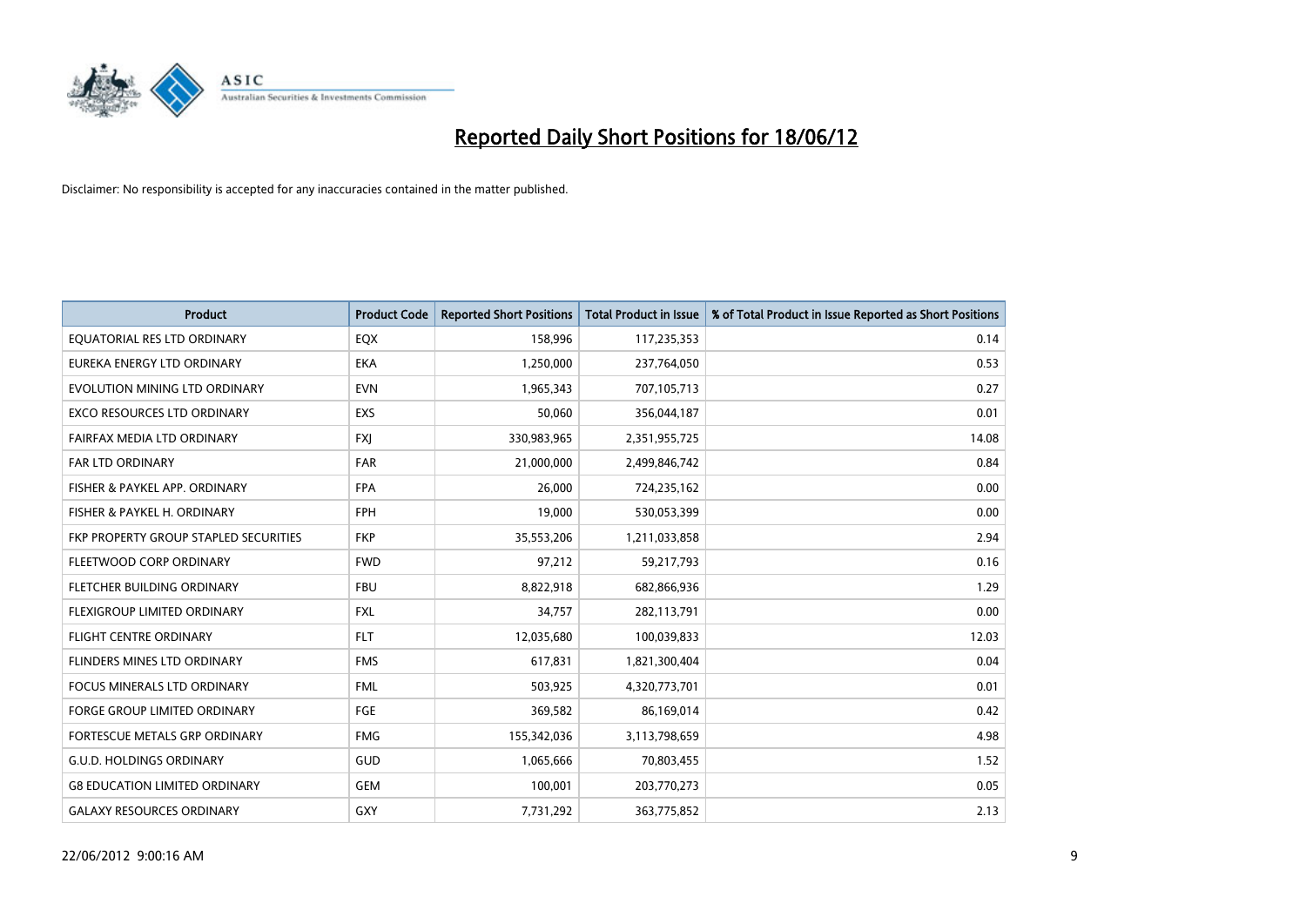# Reported Daily Short Positions for 18/06/12

Disclaimer: No responsibility is accepted for any inaccuracies contained in the matter published.

| Product | Product Code | Reported Short Positions | Total Product in Issue | % of Total Product in Issue Reported as Short Positions |
|---|---|---|---|---|
| EQUATORIAL RES LTD ORDINARY | EQX | 158,996 | 117,235,353 | 0.14 |
| EUREKA ENERGY LTD ORDINARY | EKA | 1,250,000 | 237,764,050 | 0.53 |
| EVOLUTION MINING LTD ORDINARY | EVN | 1,965,343 | 707,105,713 | 0.27 |
| EXCO RESOURCES LTD ORDINARY | EXS | 50,060 | 356,044,187 | 0.01 |
| FAIRFAX MEDIA LTD ORDINARY | FXJ | 330,983,965 | 2,351,955,725 | 14.08 |
| FAR LTD ORDINARY | FAR | 21,000,000 | 2,499,846,742 | 0.84 |
| FISHER & PAYKEL APP. ORDINARY | FPA | 26,000 | 724,235,162 | 0.00 |
| FISHER & PAYKEL H. ORDINARY | FPH | 19,000 | 530,053,399 | 0.00 |
| FKP PROPERTY GROUP STAPLED SECURITIES | FKP | 35,553,206 | 1,211,033,858 | 2.94 |
| FLEETWOOD CORP ORDINARY | FWD | 97,212 | 59,217,793 | 0.16 |
| FLETCHER BUILDING ORDINARY | FBU | 8,822,918 | 682,866,936 | 1.29 |
| FLEXIGROUP LIMITED ORDINARY | FXL | 34,757 | 282,113,791 | 0.00 |
| FLIGHT CENTRE ORDINARY | FLT | 12,035,680 | 100,039,833 | 12.03 |
| FLINDERS MINES LTD ORDINARY | FMS | 617,831 | 1,821,300,404 | 0.04 |
| FOCUS MINERALS LTD ORDINARY | FML | 503,925 | 4,320,773,701 | 0.01 |
| FORGE GROUP LIMITED ORDINARY | FGE | 369,582 | 86,169,014 | 0.42 |
| FORTESCUE METALS GRP ORDINARY | FMG | 155,342,036 | 3,113,798,659 | 4.98 |
| G.U.D. HOLDINGS ORDINARY | GUD | 1,065,666 | 70,803,455 | 1.52 |
| G8 EDUCATION LIMITED ORDINARY | GEM | 100,001 | 203,770,273 | 0.05 |
| GALAXY RESOURCES ORDINARY | GXY | 7,731,292 | 363,775,852 | 2.13 |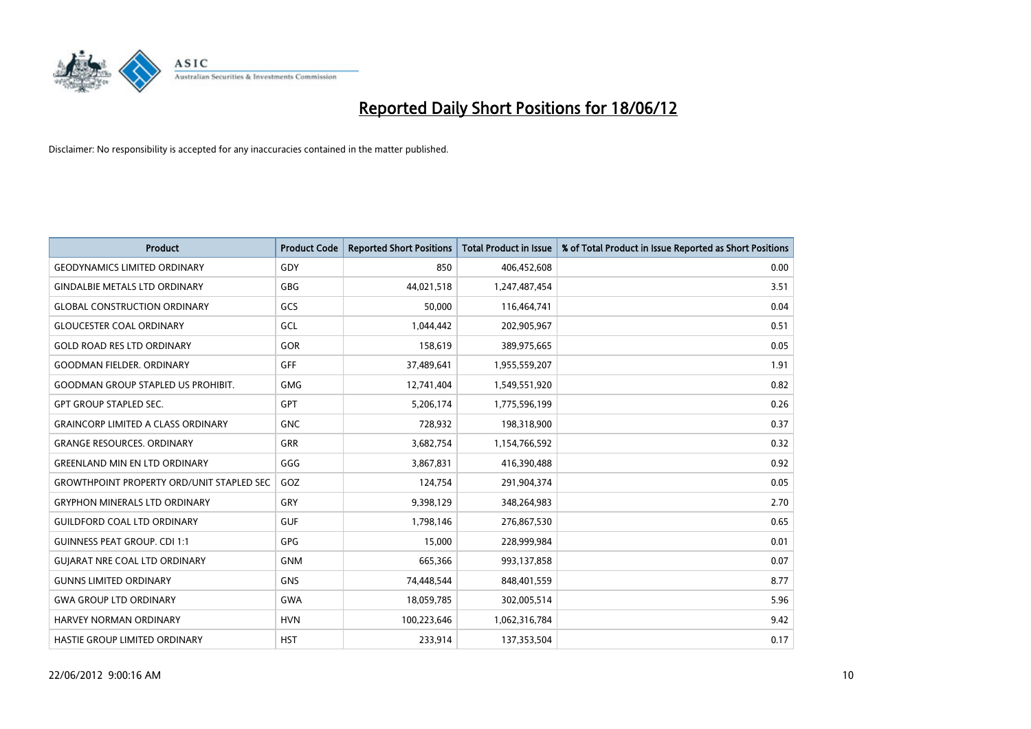# Reported Daily Short Positions for 18/06/12

Disclaimer: No responsibility is accepted for any inaccuracies contained in the matter published.

| Product | Product Code | Reported Short Positions | Total Product in Issue | % of Total Product in Issue Reported as Short Positions |
|---|---|---|---|---|
| GEODYNAMICS LIMITED ORDINARY | GDY | 850 | 406,452,608 | 0.00 |
| GINDALBIE METALS LTD ORDINARY | GBG | 44,021,518 | 1,247,487,454 | 3.51 |
| GLOBAL CONSTRUCTION ORDINARY | GCS | 50,000 | 116,464,741 | 0.04 |
| GLOUCESTER COAL ORDINARY | GCL | 1,044,442 | 202,905,967 | 0.51 |
| GOLD ROAD RES LTD ORDINARY | GOR | 158,619 | 389,975,665 | 0.05 |
| GOODMAN FIELDER. ORDINARY | GFF | 37,489,641 | 1,955,559,207 | 1.91 |
| GOODMAN GROUP STAPLED US PROHIBIT. | GMG | 12,741,404 | 1,549,551,920 | 0.82 |
| GPT GROUP STAPLED SEC. | GPT | 5,206,174 | 1,775,596,199 | 0.26 |
| GRAINCORP LIMITED A CLASS ORDINARY | GNC | 728,932 | 198,318,900 | 0.37 |
| GRANGE RESOURCES. ORDINARY | GRR | 3,682,754 | 1,154,766,592 | 0.32 |
| GREENLAND MIN EN LTD ORDINARY | GGG | 3,867,831 | 416,390,488 | 0.92 |
| GROWTHPOINT PROPERTY ORD/UNIT STAPLED SEC | GOZ | 124,754 | 291,904,374 | 0.05 |
| GRYPHON MINERALS LTD ORDINARY | GRY | 9,398,129 | 348,264,983 | 2.70 |
| GUILDFORD COAL LTD ORDINARY | GUF | 1,798,146 | 276,867,530 | 0.65 |
| GUINNESS PEAT GROUP. CDI 1:1 | GPG | 15,000 | 228,999,984 | 0.01 |
| GUJARAT NRE COAL LTD ORDINARY | GNM | 665,366 | 993,137,858 | 0.07 |
| GUNNS LIMITED ORDINARY | GNS | 74,448,544 | 848,401,559 | 8.77 |
| GWA GROUP LTD ORDINARY | GWA | 18,059,785 | 302,005,514 | 5.96 |
| HARVEY NORMAN ORDINARY | HVN | 100,223,646 | 1,062,316,784 | 9.42 |
| HASTIE GROUP LIMITED ORDINARY | HST | 233,914 | 137,353,504 | 0.17 |

22/06/2012 9:00:16 AM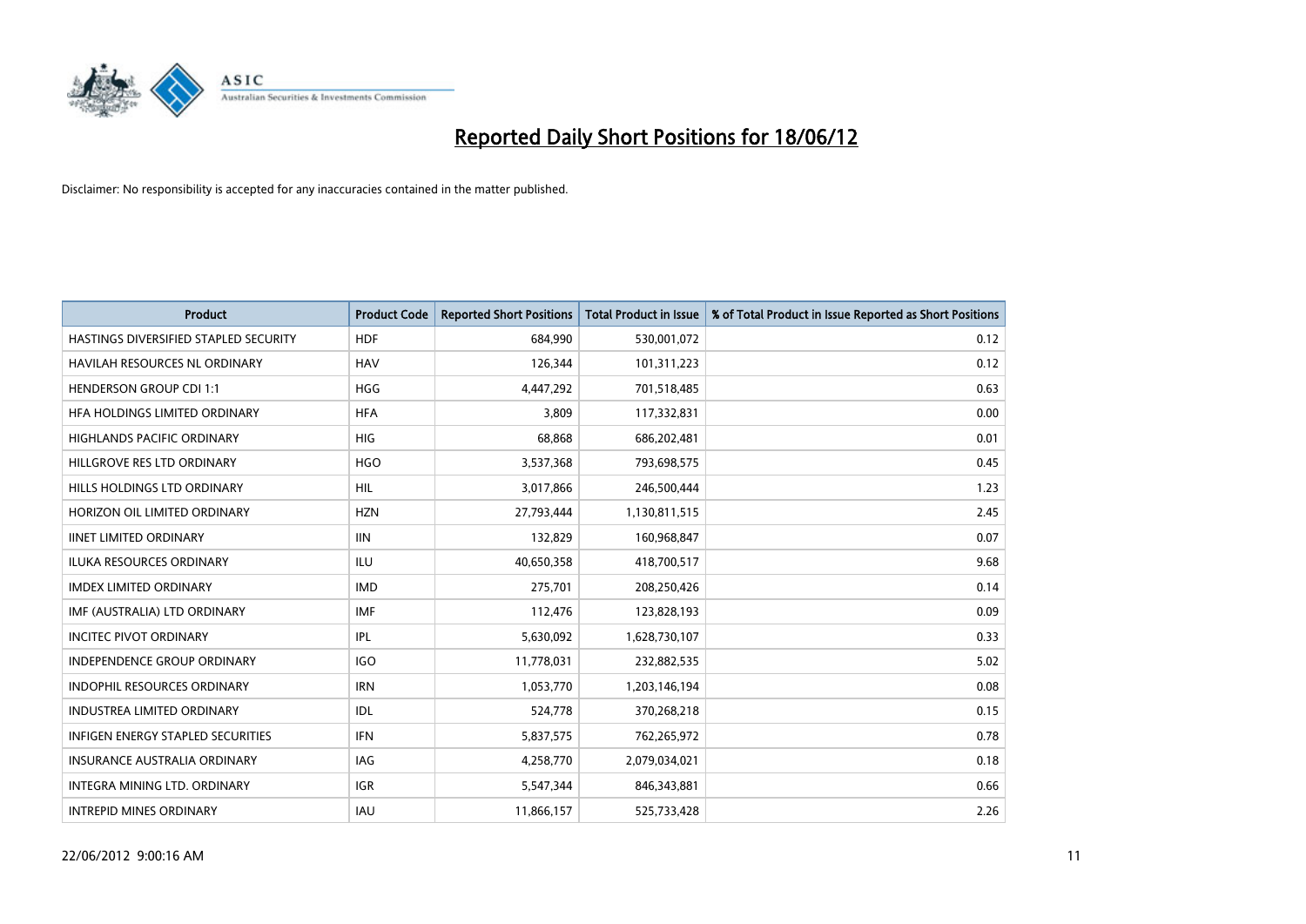# Reported Daily Short Positions for 18/06/12

Disclaimer: No responsibility is accepted for any inaccuracies contained in the matter published.

| Product | Product Code | Reported Short Positions | Total Product in Issue | % of Total Product in Issue Reported as Short Positions |
|---|---|---|---|---|
| HASTINGS DIVERSIFIED STAPLED SECURITY | HDF | 684,990 | 530,001,072 | 0.12 |
| HAVILAH RESOURCES NL ORDINARY | HAV | 126,344 | 101,311,223 | 0.12 |
| HENDERSON GROUP CDI 1:1 | HGG | 4,447,292 | 701,518,485 | 0.63 |
| HFA HOLDINGS LIMITED ORDINARY | HFA | 3,809 | 117,332,831 | 0.00 |
| HIGHLANDS PACIFIC ORDINARY | HIG | 68,868 | 686,202,481 | 0.01 |
| HILLGROVE RES LTD ORDINARY | HGO | 3,537,368 | 793,698,575 | 0.45 |
| HILLS HOLDINGS LTD ORDINARY | HIL | 3,017,866 | 246,500,444 | 1.23 |
| HORIZON OIL LIMITED ORDINARY | HZN | 27,793,444 | 1,130,811,515 | 2.45 |
| IINET LIMITED ORDINARY | IIN | 132,829 | 160,968,847 | 0.07 |
| ILUKA RESOURCES ORDINARY | ILU | 40,650,358 | 418,700,517 | 9.68 |
| IMDEX LIMITED ORDINARY | IMD | 275,701 | 208,250,426 | 0.14 |
| IMF (AUSTRALIA) LTD ORDINARY | IMF | 112,476 | 123,828,193 | 0.09 |
| INCITEC PIVOT ORDINARY | IPL | 5,630,092 | 1,628,730,107 | 0.33 |
| INDEPENDENCE GROUP ORDINARY | IGO | 11,778,031 | 232,882,535 | 5.02 |
| INDOPHIL RESOURCES ORDINARY | IRN | 1,053,770 | 1,203,146,194 | 0.08 |
| INDUSTREA LIMITED ORDINARY | IDL | 524,778 | 370,268,218 | 0.15 |
| INFIGEN ENERGY STAPLED SECURITIES | IFN | 5,837,575 | 762,265,972 | 0.78 |
| INSURANCE AUSTRALIA ORDINARY | IAG | 4,258,770 | 2,079,034,021 | 0.18 |
| INTEGRA MINING LTD. ORDINARY | IGR | 5,547,344 | 846,343,881 | 0.66 |
| INTREPID MINES ORDINARY | IAU | 11,866,157 | 525,733,428 | 2.26 |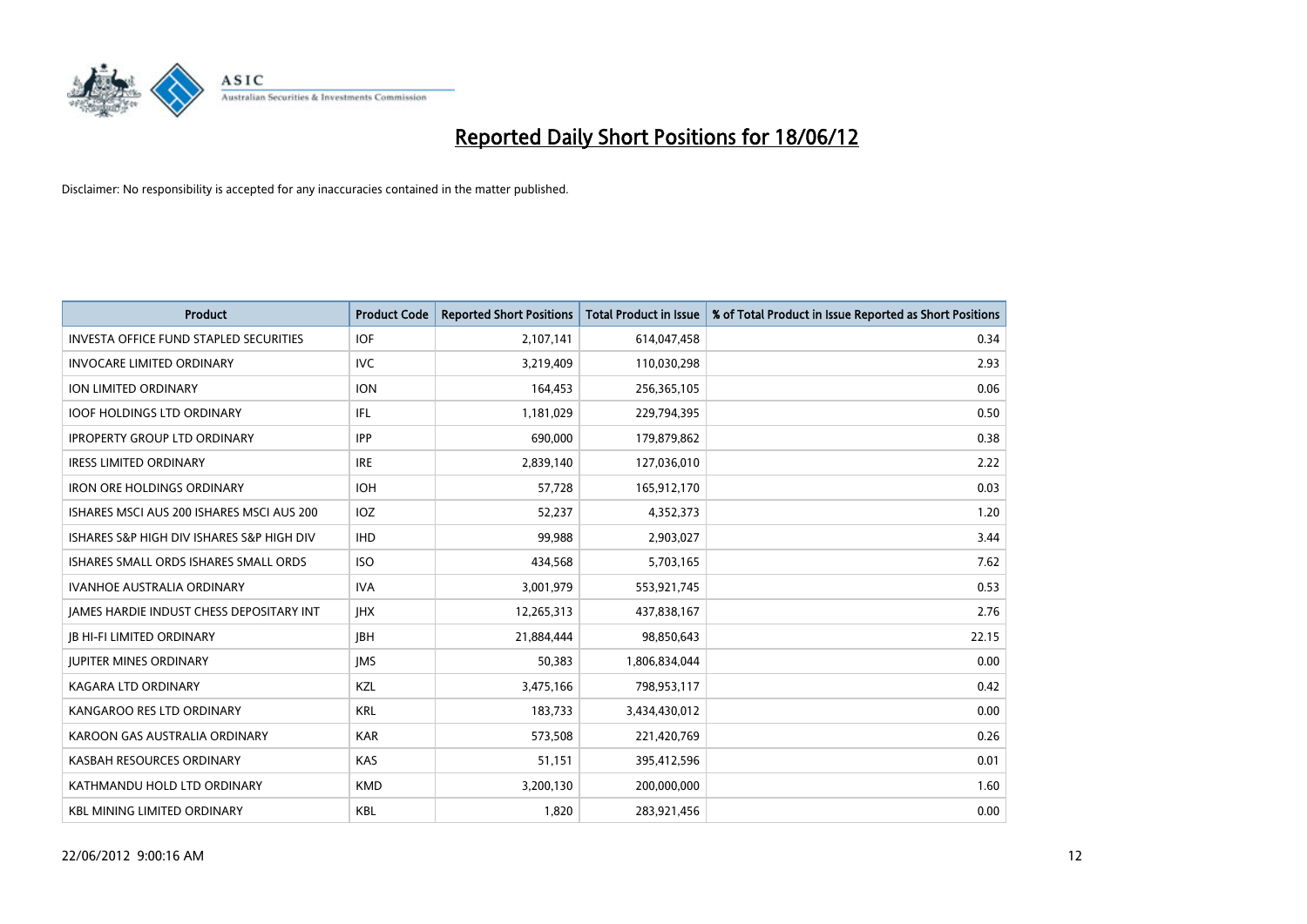# Reported Daily Short Positions for 18/06/12

Disclaimer: No responsibility is accepted for any inaccuracies contained in the matter published.

| Product | Product Code | Reported Short Positions | Total Product in Issue | % of Total Product in Issue Reported as Short Positions |
|---|---|---|---|---|
| INVESTA OFFICE FUND STAPLED SECURITIES | IOF | 2,107,141 | 614,047,458 | 0.34 |
| INVOCARE LIMITED ORDINARY | IVC | 3,219,409 | 110,030,298 | 2.93 |
| ION LIMITED ORDINARY | ION | 164,453 | 256,365,105 | 0.06 |
| IOOF HOLDINGS LTD ORDINARY | IFL | 1,181,029 | 229,794,395 | 0.50 |
| IPROPERTY GROUP LTD ORDINARY | IPP | 690,000 | 179,879,862 | 0.38 |
| IRESS LIMITED ORDINARY | IRE | 2,839,140 | 127,036,010 | 2.22 |
| IRON ORE HOLDINGS ORDINARY | IOH | 57,728 | 165,912,170 | 0.03 |
| ISHARES MSCI AUS 200 ISHARES MSCI AUS 200 | IOZ | 52,237 | 4,352,373 | 1.20 |
| ISHARES S&P HIGH DIV ISHARES S&P HIGH DIV | IHD | 99,988 | 2,903,027 | 3.44 |
| ISHARES SMALL ORDS ISHARES SMALL ORDS | ISO | 434,568 | 5,703,165 | 7.62 |
| IVANHOE AUSTRALIA ORDINARY | IVA | 3,001,979 | 553,921,745 | 0.53 |
| JAMES HARDIE INDUST CHESS DEPOSITARY INT | JHX | 12,265,313 | 437,838,167 | 2.76 |
| JB HI-FI LIMITED ORDINARY | JBH | 21,884,444 | 98,850,643 | 22.15 |
| JUPITER MINES ORDINARY | JMS | 50,383 | 1,806,834,044 | 0.00 |
| KAGARA LTD ORDINARY | KZL | 3,475,166 | 798,953,117 | 0.42 |
| KANGAROO RES LTD ORDINARY | KRL | 183,733 | 3,434,430,012 | 0.00 |
| KAROON GAS AUSTRALIA ORDINARY | KAR | 573,508 | 221,420,769 | 0.26 |
| KASBAH RESOURCES ORDINARY | KAS | 51,151 | 395,412,596 | 0.01 |
| KATHMANDU HOLD LTD ORDINARY | KMD | 3,200,130 | 200,000,000 | 1.60 |
| KBL MINING LIMITED ORDINARY | KBL | 1,820 | 283,921,456 | 0.00 |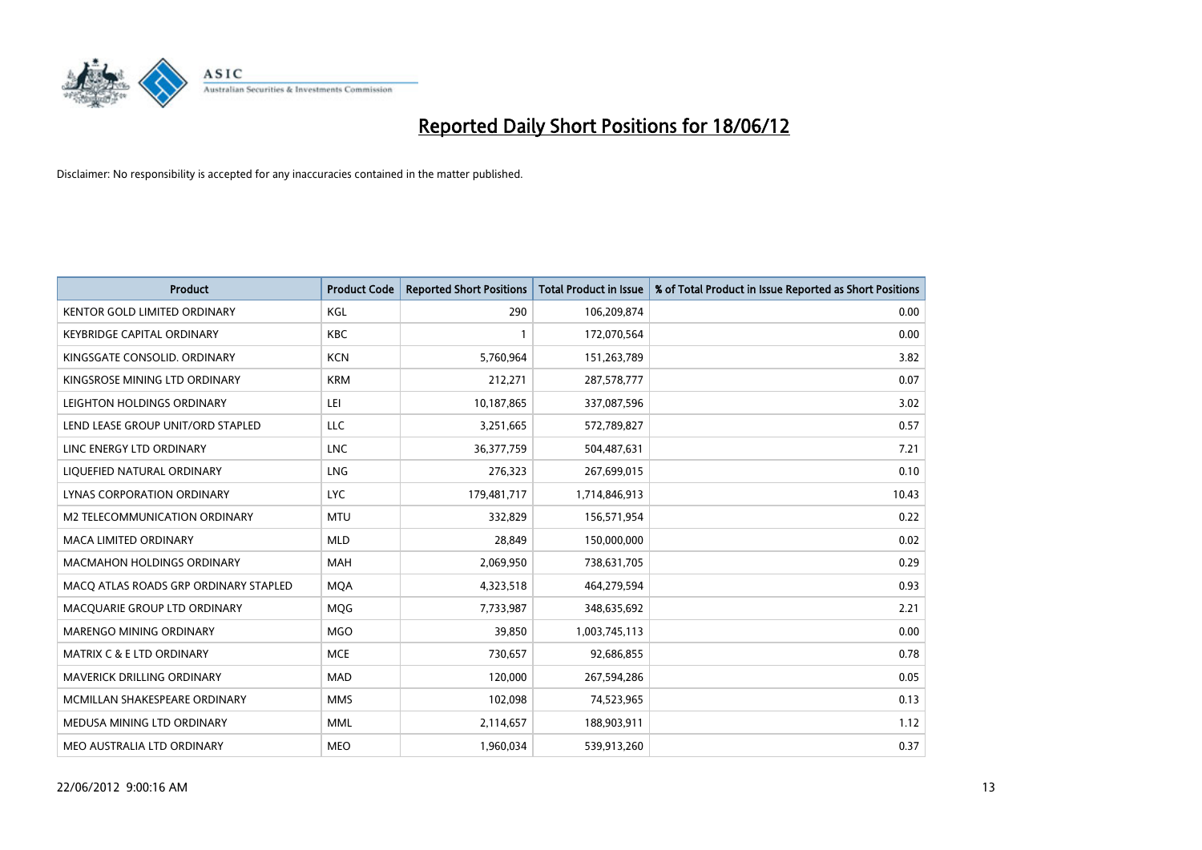# Reported Daily Short Positions for 18/06/12

Disclaimer: No responsibility is accepted for any inaccuracies contained in the matter published.

| Product | Product Code | Reported Short Positions | Total Product in Issue | % of Total Product in Issue Reported as Short Positions |
|---|---|---|---|---|
| KENTOR GOLD LIMITED ORDINARY | KGL | 290 | 106,209,874 | 0.00 |
| KEYBRIDGE CAPITAL ORDINARY | KBC | 1 | 172,070,564 | 0.00 |
| KINGSGATE CONSOLID. ORDINARY | KCN | 5,760,964 | 151,263,789 | 3.82 |
| KINGSROSE MINING LTD ORDINARY | KRM | 212,271 | 287,578,777 | 0.07 |
| LEIGHTON HOLDINGS ORDINARY | LEI | 10,187,865 | 337,087,596 | 3.02 |
| LEND LEASE GROUP UNIT/ORD STAPLED | LLC | 3,251,665 | 572,789,827 | 0.57 |
| LINC ENERGY LTD ORDINARY | LNC | 36,377,759 | 504,487,631 | 7.21 |
| LIQUEFIED NATURAL ORDINARY | LNG | 276,323 | 267,699,015 | 0.10 |
| LYNAS CORPORATION ORDINARY | LYC | 179,481,717 | 1,714,846,913 | 10.43 |
| M2 TELECOMMUNICATION ORDINARY | MTU | 332,829 | 156,571,954 | 0.22 |
| MACA LIMITED ORDINARY | MLD | 28,849 | 150,000,000 | 0.02 |
| MACMAHON HOLDINGS ORDINARY | MAH | 2,069,950 | 738,631,705 | 0.29 |
| MACQ ATLAS ROADS GRP ORDINARY STAPLED | MQA | 4,323,518 | 464,279,594 | 0.93 |
| MACQUARIE GROUP LTD ORDINARY | MQG | 7,733,987 | 348,635,692 | 2.21 |
| MARENGO MINING ORDINARY | MGO | 39,850 | 1,003,745,113 | 0.00 |
| MATRIX C & E LTD ORDINARY | MCE | 730,657 | 92,686,855 | 0.78 |
| MAVERICK DRILLING ORDINARY | MAD | 120,000 | 267,594,286 | 0.05 |
| MCMILLAN SHAKESPEARE ORDINARY | MMS | 102,098 | 74,523,965 | 0.13 |
| MEDUSA MINING LTD ORDINARY | MML | 2,114,657 | 188,903,911 | 1.12 |
| MEO AUSTRALIA LTD ORDINARY | MEO | 1,960,034 | 539,913,260 | 0.37 |

22/06/2012 9:00:16 AM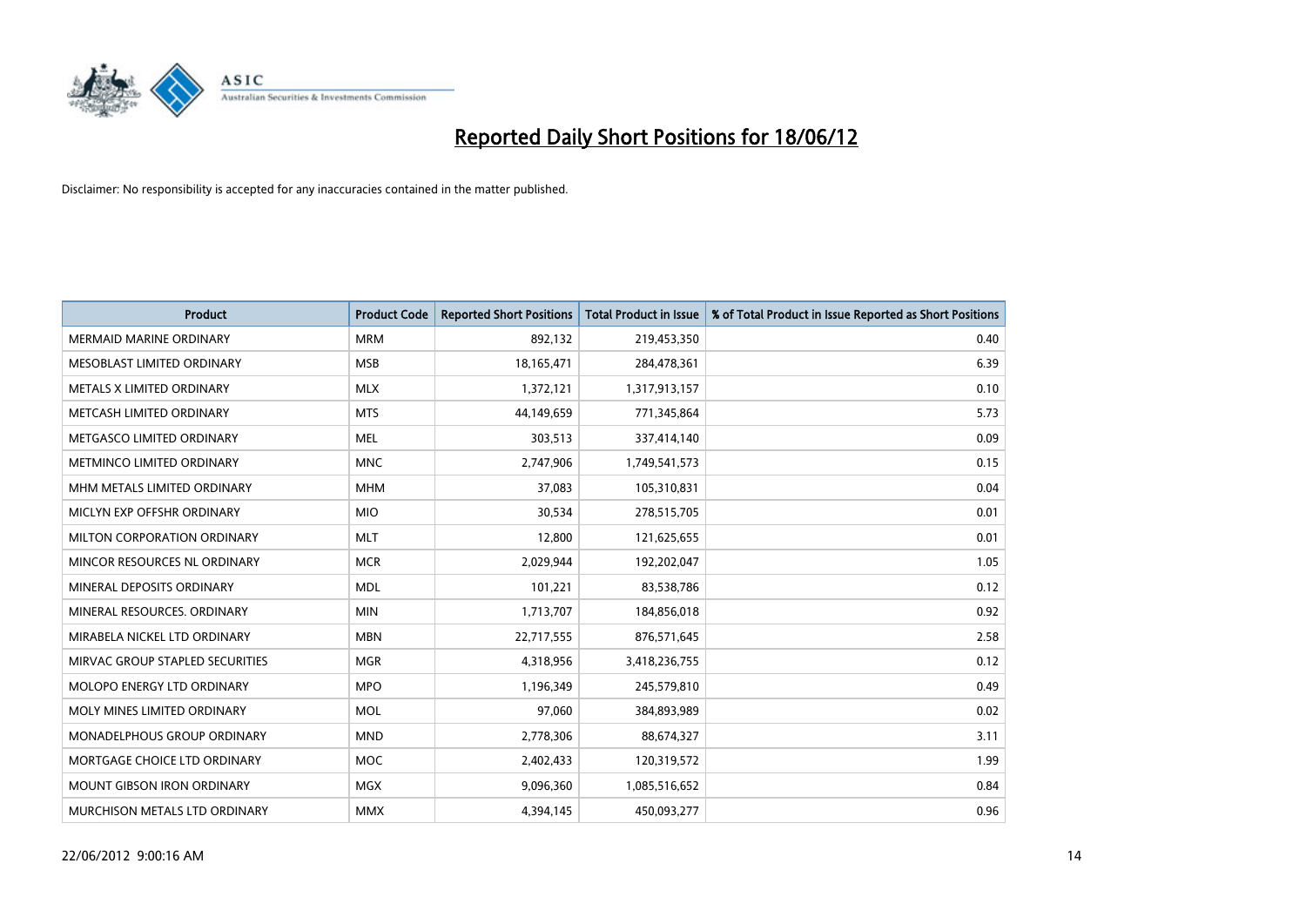# Reported Daily Short Positions for 18/06/12

Disclaimer: No responsibility is accepted for any inaccuracies contained in the matter published.

| Product | Product Code | Reported Short Positions | Total Product in Issue | % of Total Product in Issue Reported as Short Positions |
|---|---|---|---|---|
| MERMAID MARINE ORDINARY | MRM | 892,132 | 219,453,350 | 0.40 |
| MESOBLAST LIMITED ORDINARY | MSB | 18,165,471 | 284,478,361 | 6.39 |
| METALS X LIMITED ORDINARY | MLX | 1,372,121 | 1,317,913,157 | 0.10 |
| METCASH LIMITED ORDINARY | MTS | 44,149,659 | 771,345,864 | 5.73 |
| METGASCO LIMITED ORDINARY | MEL | 303,513 | 337,414,140 | 0.09 |
| METMINCO LIMITED ORDINARY | MNC | 2,747,906 | 1,749,541,573 | 0.15 |
| MHM METALS LIMITED ORDINARY | MHM | 37,083 | 105,310,831 | 0.04 |
| MICLYN EXP OFFSHR ORDINARY | MIO | 30,534 | 278,515,705 | 0.01 |
| MILTON CORPORATION ORDINARY | MLT | 12,800 | 121,625,655 | 0.01 |
| MINCOR RESOURCES NL ORDINARY | MCR | 2,029,944 | 192,202,047 | 1.05 |
| MINERAL DEPOSITS ORDINARY | MDL | 101,221 | 83,538,786 | 0.12 |
| MINERAL RESOURCES. ORDINARY | MIN | 1,713,707 | 184,856,018 | 0.92 |
| MIRABELA NICKEL LTD ORDINARY | MBN | 22,717,555 | 876,571,645 | 2.58 |
| MIRVAC GROUP STAPLED SECURITIES | MGR | 4,318,956 | 3,418,236,755 | 0.12 |
| MOLOPO ENERGY LTD ORDINARY | MPO | 1,196,349 | 245,579,810 | 0.49 |
| MOLY MINES LIMITED ORDINARY | MOL | 97,060 | 384,893,989 | 0.02 |
| MONADELPHOUS GROUP ORDINARY | MND | 2,778,306 | 88,674,327 | 3.11 |
| MORTGAGE CHOICE LTD ORDINARY | MOC | 2,402,433 | 120,319,572 | 1.99 |
| MOUNT GIBSON IRON ORDINARY | MGX | 9,096,360 | 1,085,516,652 | 0.84 |
| MURCHISON METALS LTD ORDINARY | MMX | 4,394,145 | 450,093,277 | 0.96 |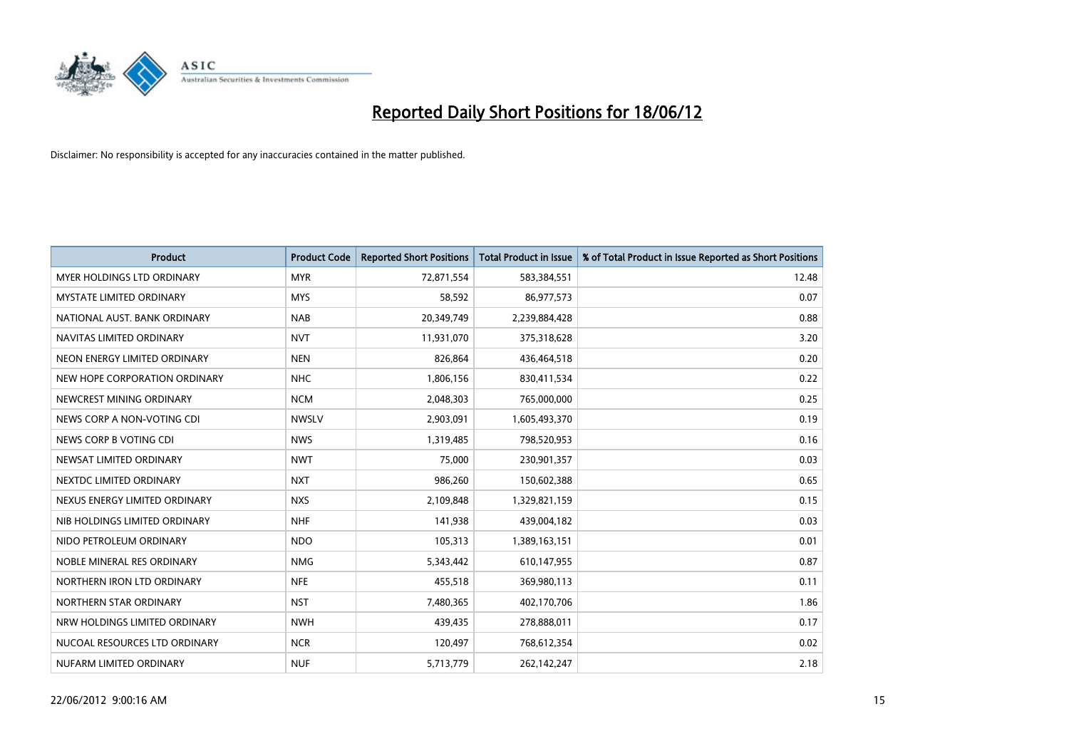# Reported Daily Short Positions for 18/06/12

Disclaimer: No responsibility is accepted for any inaccuracies contained in the matter published.

| Product | Product Code | Reported Short Positions | Total Product in Issue | % of Total Product in Issue Reported as Short Positions |
|---|---|---|---|---|
| MYER HOLDINGS LTD ORDINARY | MYR | 72,871,554 | 583,384,551 | 12.48 |
| MYSTATE LIMITED ORDINARY | MYS | 58,592 | 86,977,573 | 0.07 |
| NATIONAL AUST. BANK ORDINARY | NAB | 20,349,749 | 2,239,884,428 | 0.88 |
| NAVITAS LIMITED ORDINARY | NVT | 11,931,070 | 375,318,628 | 3.20 |
| NEON ENERGY LIMITED ORDINARY | NEN | 826,864 | 436,464,518 | 0.20 |
| NEW HOPE CORPORATION ORDINARY | NHC | 1,806,156 | 830,411,534 | 0.22 |
| NEWCREST MINING ORDINARY | NCM | 2,048,303 | 765,000,000 | 0.25 |
| NEWS CORP A NON-VOTING CDI | NWSLV | 2,903,091 | 1,605,493,370 | 0.19 |
| NEWS CORP B VOTING CDI | NWS | 1,319,485 | 798,520,953 | 0.16 |
| NEWSAT LIMITED ORDINARY | NWT | 75,000 | 230,901,357 | 0.03 |
| NEXTDC LIMITED ORDINARY | NXT | 986,260 | 150,602,388 | 0.65 |
| NEXUS ENERGY LIMITED ORDINARY | NXS | 2,109,848 | 1,329,821,159 | 0.15 |
| NIB HOLDINGS LIMITED ORDINARY | NHF | 141,938 | 439,004,182 | 0.03 |
| NIDO PETROLEUM ORDINARY | NDO | 105,313 | 1,389,163,151 | 0.01 |
| NOBLE MINERAL RES ORDINARY | NMG | 5,343,442 | 610,147,955 | 0.87 |
| NORTHERN IRON LTD ORDINARY | NFE | 455,518 | 369,980,113 | 0.11 |
| NORTHERN STAR ORDINARY | NST | 7,480,365 | 402,170,706 | 1.86 |
| NRW HOLDINGS LIMITED ORDINARY | NWH | 439,435 | 278,888,011 | 0.17 |
| NUCOAL RESOURCES LTD ORDINARY | NCR | 120,497 | 768,612,354 | 0.02 |
| NUFARM LIMITED ORDINARY | NUF | 5,713,779 | 262,142,247 | 2.18 |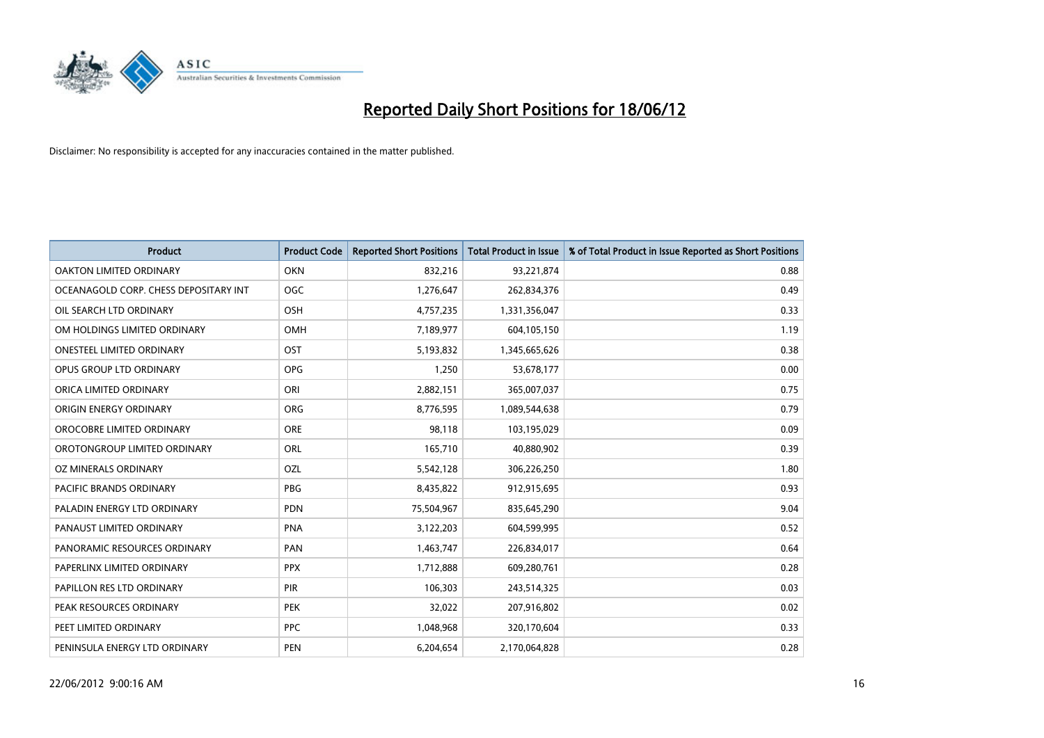# Reported Daily Short Positions for 18/06/12

Disclaimer: No responsibility is accepted for any inaccuracies contained in the matter published.

| Product | Product Code | Reported Short Positions | Total Product in Issue | % of Total Product in Issue Reported as Short Positions |
|---|---|---|---|---|
| OAKTON LIMITED ORDINARY | OKN | 832,216 | 93,221,874 | 0.88 |
| OCEANAGOLD CORP. CHESS DEPOSITARY INT | OGC | 1,276,647 | 262,834,376 | 0.49 |
| OIL SEARCH LTD ORDINARY | OSH | 4,757,235 | 1,331,356,047 | 0.33 |
| OM HOLDINGS LIMITED ORDINARY | OMH | 7,189,977 | 604,105,150 | 1.19 |
| ONESTEEL LIMITED ORDINARY | OST | 5,193,832 | 1,345,665,626 | 0.38 |
| OPUS GROUP LTD ORDINARY | OPG | 1,250 | 53,678,177 | 0.00 |
| ORICA LIMITED ORDINARY | ORI | 2,882,151 | 365,007,037 | 0.75 |
| ORIGIN ENERGY ORDINARY | ORG | 8,776,595 | 1,089,544,638 | 0.79 |
| OROCOBRE LIMITED ORDINARY | ORE | 98,118 | 103,195,029 | 0.09 |
| OROTONGROUP LIMITED ORDINARY | ORL | 165,710 | 40,880,902 | 0.39 |
| OZ MINERALS ORDINARY | OZL | 5,542,128 | 306,226,250 | 1.80 |
| PACIFIC BRANDS ORDINARY | PBG | 8,435,822 | 912,915,695 | 0.93 |
| PALADIN ENERGY LTD ORDINARY | PDN | 75,504,967 | 835,645,290 | 9.04 |
| PANAUST LIMITED ORDINARY | PNA | 3,122,203 | 604,599,995 | 0.52 |
| PANORAMIC RESOURCES ORDINARY | PAN | 1,463,747 | 226,834,017 | 0.64 |
| PAPERLINX LIMITED ORDINARY | PPX | 1,712,888 | 609,280,761 | 0.28 |
| PAPILLON RES LTD ORDINARY | PIR | 106,303 | 243,514,325 | 0.03 |
| PEAK RESOURCES ORDINARY | PEK | 32,022 | 207,916,802 | 0.02 |
| PEET LIMITED ORDINARY | PPC | 1,048,968 | 320,170,604 | 0.33 |
| PENINSULA ENERGY LTD ORDINARY | PEN | 6,204,654 | 2,170,064,828 | 0.28 |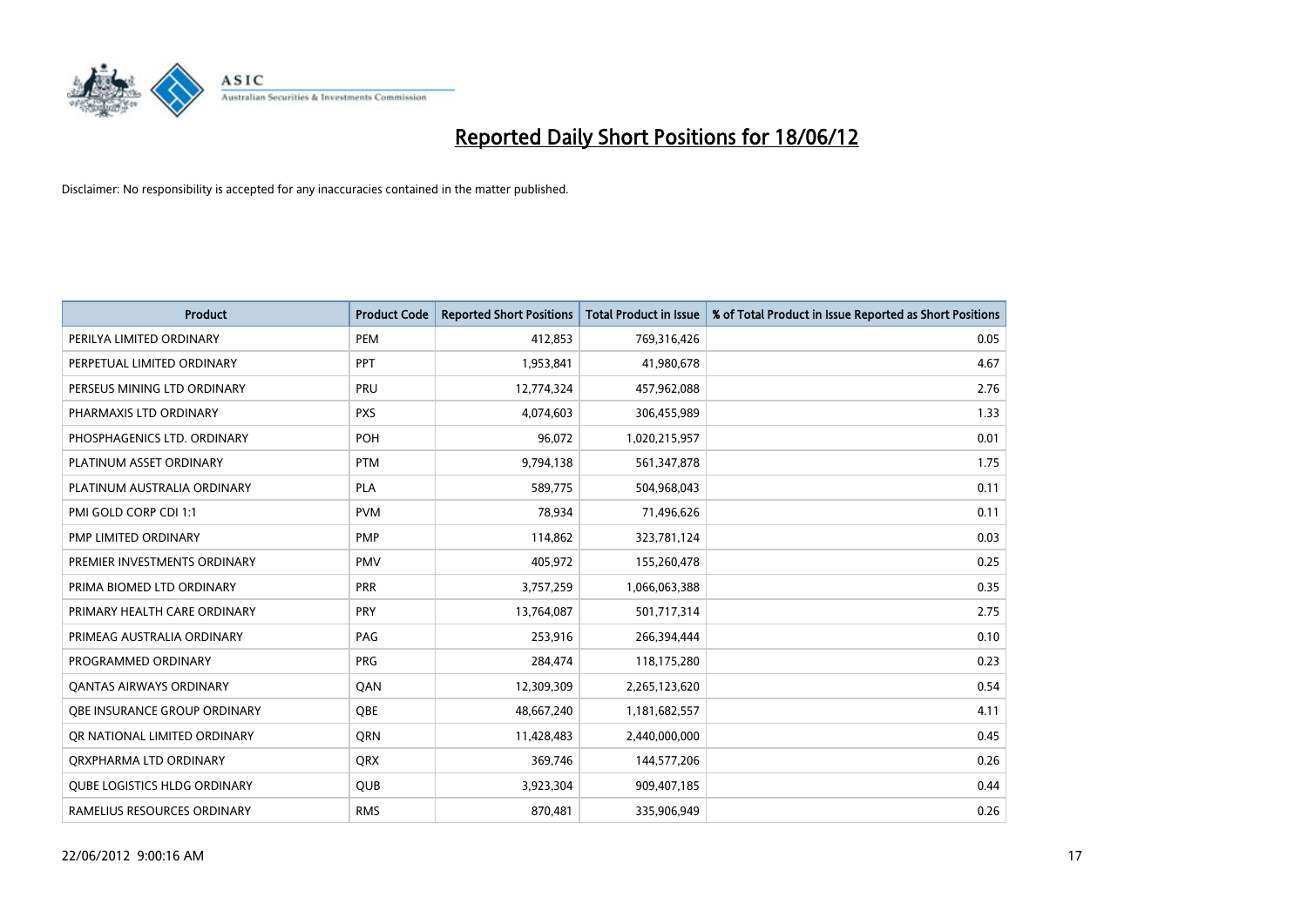# Reported Daily Short Positions for 18/06/12

Disclaimer: No responsibility is accepted for any inaccuracies contained in the matter published.

| Product | Product Code | Reported Short Positions | Total Product in Issue | % of Total Product in Issue Reported as Short Positions |
|---|---|---|---|---|
| PERILYA LIMITED ORDINARY | PEM | 412,853 | 769,316,426 | 0.05 |
| PERPETUAL LIMITED ORDINARY | PPT | 1,953,841 | 41,980,678 | 4.67 |
| PERSEUS MINING LTD ORDINARY | PRU | 12,774,324 | 457,962,088 | 2.76 |
| PHARMAXIS LTD ORDINARY | PXS | 4,074,603 | 306,455,989 | 1.33 |
| PHOSPHAGENICS LTD. ORDINARY | POH | 96,072 | 1,020,215,957 | 0.01 |
| PLATINUM ASSET ORDINARY | PTM | 9,794,138 | 561,347,878 | 1.75 |
| PLATINUM AUSTRALIA ORDINARY | PLA | 589,775 | 504,968,043 | 0.11 |
| PMI GOLD CORP CDI 1:1 | PVM | 78,934 | 71,496,626 | 0.11 |
| PMP LIMITED ORDINARY | PMP | 114,862 | 323,781,124 | 0.03 |
| PREMIER INVESTMENTS ORDINARY | PMV | 405,972 | 155,260,478 | 0.25 |
| PRIMA BIOMED LTD ORDINARY | PRR | 3,757,259 | 1,066,063,388 | 0.35 |
| PRIMARY HEALTH CARE ORDINARY | PRY | 13,764,087 | 501,717,314 | 2.75 |
| PRIMEAG AUSTRALIA ORDINARY | PAG | 253,916 | 266,394,444 | 0.10 |
| PROGRAMMED ORDINARY | PRG | 284,474 | 118,175,280 | 0.23 |
| QANTAS AIRWAYS ORDINARY | QAN | 12,309,309 | 2,265,123,620 | 0.54 |
| QBE INSURANCE GROUP ORDINARY | QBE | 48,667,240 | 1,181,682,557 | 4.11 |
| QR NATIONAL LIMITED ORDINARY | QRN | 11,428,483 | 2,440,000,000 | 0.45 |
| QRXPHARMA LTD ORDINARY | QRX | 369,746 | 144,577,206 | 0.26 |
| QUBE LOGISTICS HLDG ORDINARY | QUB | 3,923,304 | 909,407,185 | 0.44 |
| RAMELIUS RESOURCES ORDINARY | RMS | 870,481 | 335,906,949 | 0.26 |

22/06/2012 9:00:16 AM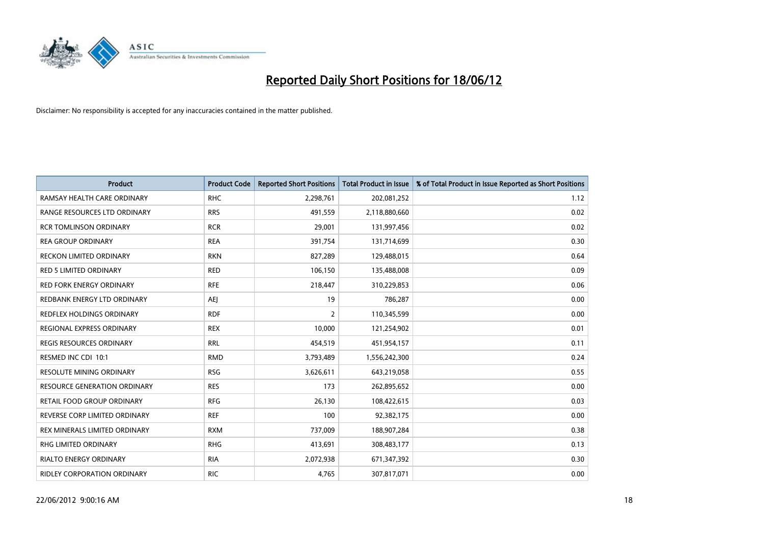# Reported Daily Short Positions for 18/06/12

Disclaimer: No responsibility is accepted for any inaccuracies contained in the matter published.

| Product | Product Code | Reported Short Positions | Total Product in Issue | % of Total Product in Issue Reported as Short Positions |
|---|---|---|---|---|
| RAMSAY HEALTH CARE ORDINARY | RHC | 2,298,761 | 202,081,252 | 1.12 |
| RANGE RESOURCES LTD ORDINARY | RRS | 491,559 | 2,118,880,660 | 0.02 |
| RCR TOMLINSON ORDINARY | RCR | 29,001 | 131,997,456 | 0.02 |
| REA GROUP ORDINARY | REA | 391,754 | 131,714,699 | 0.30 |
| RECKON LIMITED ORDINARY | RKN | 827,289 | 129,488,015 | 0.64 |
| RED 5 LIMITED ORDINARY | RED | 106,150 | 135,488,008 | 0.09 |
| RED FORK ENERGY ORDINARY | RFE | 218,447 | 310,229,853 | 0.06 |
| REDBANK ENERGY LTD ORDINARY | AEJ | 19 | 786,287 | 0.00 |
| REDFLEX HOLDINGS ORDINARY | RDF | 2 | 110,345,599 | 0.00 |
| REGIONAL EXPRESS ORDINARY | REX | 10,000 | 121,254,902 | 0.01 |
| REGIS RESOURCES ORDINARY | RRL | 454,519 | 451,954,157 | 0.11 |
| RESMED INC CDI 10:1 | RMD | 3,793,489 | 1,556,242,300 | 0.24 |
| RESOLUTE MINING ORDINARY | RSG | 3,626,611 | 643,219,058 | 0.55 |
| RESOURCE GENERATION ORDINARY | RES | 173 | 262,895,652 | 0.00 |
| RETAIL FOOD GROUP ORDINARY | RFG | 26,130 | 108,422,615 | 0.03 |
| REVERSE CORP LIMITED ORDINARY | REF | 100 | 92,382,175 | 0.00 |
| REX MINERALS LIMITED ORDINARY | RXM | 737,009 | 188,907,284 | 0.38 |
| RHG LIMITED ORDINARY | RHG | 413,691 | 308,483,177 | 0.13 |
| RIALTO ENERGY ORDINARY | RIA | 2,072,938 | 671,347,392 | 0.30 |
| RIDLEY CORPORATION ORDINARY | RIC | 4,765 | 307,817,071 | 0.00 |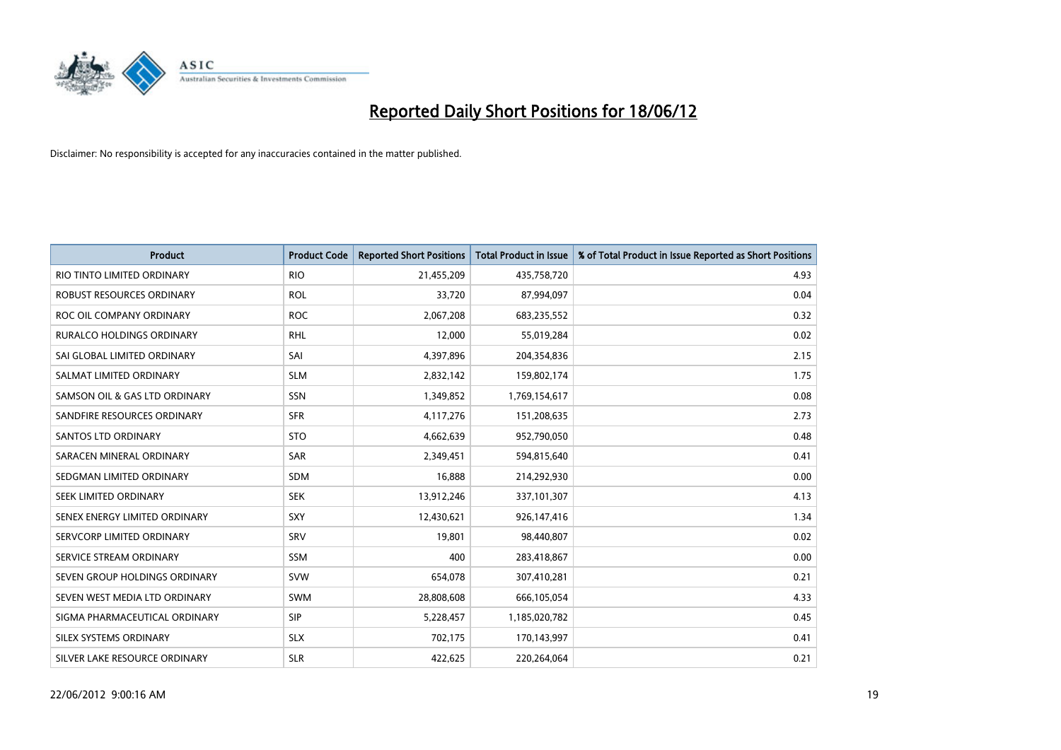# Reported Daily Short Positions for 18/06/12

Disclaimer: No responsibility is accepted for any inaccuracies contained in the matter published.

| Product | Product Code | Reported Short Positions | Total Product in Issue | % of Total Product in Issue Reported as Short Positions |
| --- | --- | --- | --- | --- |
| RIO TINTO LIMITED ORDINARY | RIO | 21,455,209 | 435,758,720 | 4.93 |
| ROBUST RESOURCES ORDINARY | ROL | 33,720 | 87,994,097 | 0.04 |
| ROC OIL COMPANY ORDINARY | ROC | 2,067,208 | 683,235,552 | 0.32 |
| RURALCO HOLDINGS ORDINARY | RHL | 12,000 | 55,019,284 | 0.02 |
| SAI GLOBAL LIMITED ORDINARY | SAI | 4,397,896 | 204,354,836 | 2.15 |
| SALMAT LIMITED ORDINARY | SLM | 2,832,142 | 159,802,174 | 1.75 |
| SAMSON OIL & GAS LTD ORDINARY | SSN | 1,349,852 | 1,769,154,617 | 0.08 |
| SANDFIRE RESOURCES ORDINARY | SFR | 4,117,276 | 151,208,635 | 2.73 |
| SANTOS LTD ORDINARY | STO | 4,662,639 | 952,790,050 | 0.48 |
| SARACEN MINERAL ORDINARY | SAR | 2,349,451 | 594,815,640 | 0.41 |
| SEDGMAN LIMITED ORDINARY | SDM | 16,888 | 214,292,930 | 0.00 |
| SEEK LIMITED ORDINARY | SEK | 13,912,246 | 337,101,307 | 4.13 |
| SENEX ENERGY LIMITED ORDINARY | SXY | 12,430,621 | 926,147,416 | 1.34 |
| SERVCORP LIMITED ORDINARY | SRV | 19,801 | 98,440,807 | 0.02 |
| SERVICE STREAM ORDINARY | SSM | 400 | 283,418,867 | 0.00 |
| SEVEN GROUP HOLDINGS ORDINARY | SVW | 654,078 | 307,410,281 | 0.21 |
| SEVEN WEST MEDIA LTD ORDINARY | SWM | 28,808,608 | 666,105,054 | 4.33 |
| SIGMA PHARMACEUTICAL ORDINARY | SIP | 5,228,457 | 1,185,020,782 | 0.45 |
| SILEX SYSTEMS ORDINARY | SLX | 702,175 | 170,143,997 | 0.41 |
| SILVER LAKE RESOURCE ORDINARY | SLR | 422,625 | 220,264,064 | 0.21 |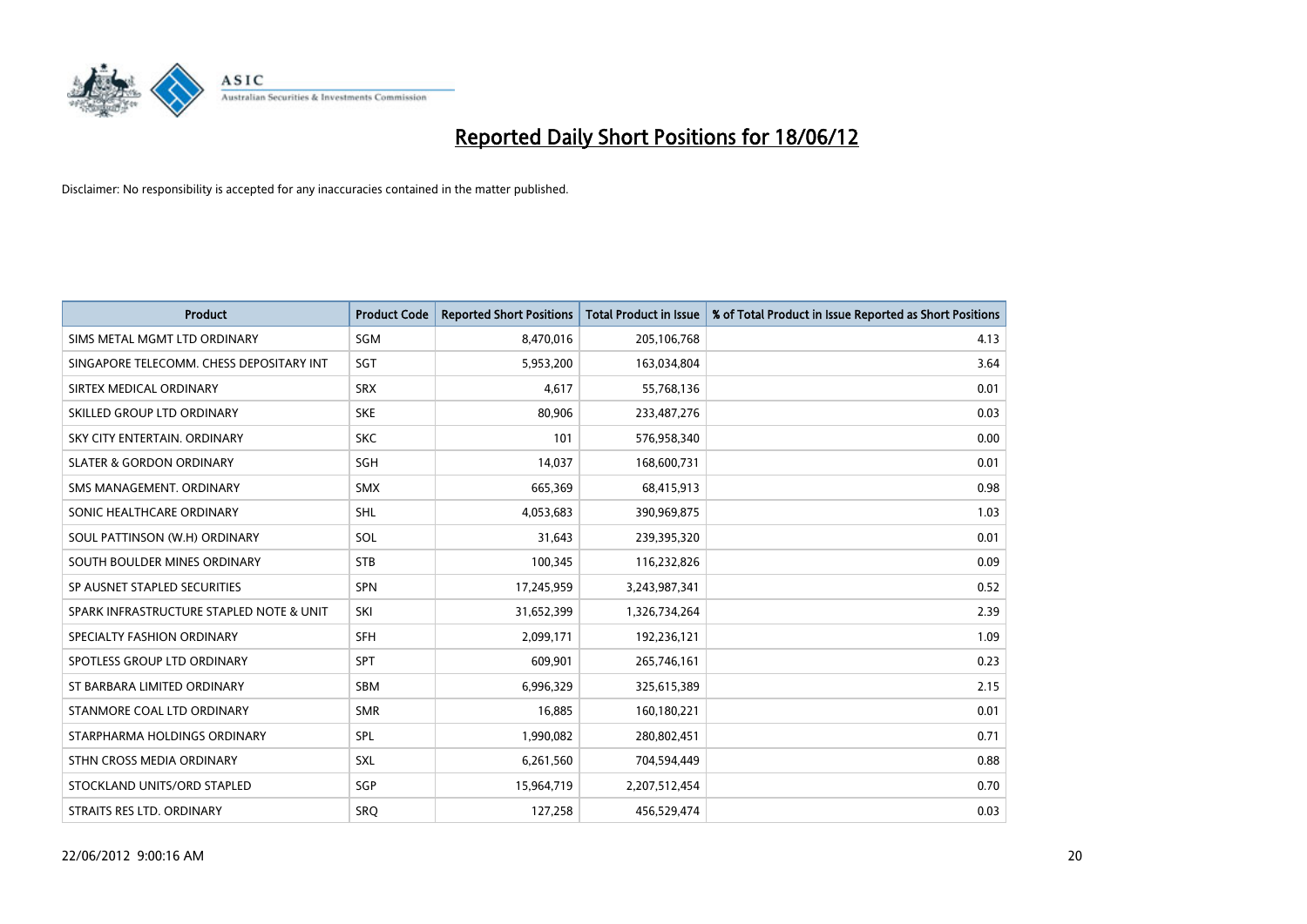# Reported Daily Short Positions for 18/06/12

Disclaimer: No responsibility is accepted for any inaccuracies contained in the matter published.

| Product | Product Code | Reported Short Positions | Total Product in Issue | % of Total Product in Issue Reported as Short Positions |
|---|---|---|---|---|
| SIMS METAL MGMT LTD ORDINARY | SGM | 8,470,016 | 205,106,768 | 4.13 |
| SINGAPORE TELECOMM. CHESS DEPOSITARY INT | SGT | 5,953,200 | 163,034,804 | 3.64 |
| SIRTEX MEDICAL ORDINARY | SRX | 4,617 | 55,768,136 | 0.01 |
| SKILLED GROUP LTD ORDINARY | SKE | 80,906 | 233,487,276 | 0.03 |
| SKY CITY ENTERTAIN. ORDINARY | SKC | 101 | 576,958,340 | 0.00 |
| SLATER & GORDON ORDINARY | SGH | 14,037 | 168,600,731 | 0.01 |
| SMS MANAGEMENT. ORDINARY | SMX | 665,369 | 68,415,913 | 0.98 |
| SONIC HEALTHCARE ORDINARY | SHL | 4,053,683 | 390,969,875 | 1.03 |
| SOUL PATTINSON (W.H) ORDINARY | SOL | 31,643 | 239,395,320 | 0.01 |
| SOUTH BOULDER MINES ORDINARY | STB | 100,345 | 116,232,826 | 0.09 |
| SP AUSNET STAPLED SECURITIES | SPN | 17,245,959 | 3,243,987,341 | 0.52 |
| SPARK INFRASTRUCTURE STAPLED NOTE & UNIT | SKI | 31,652,399 | 1,326,734,264 | 2.39 |
| SPECIALTY FASHION ORDINARY | SFH | 2,099,171 | 192,236,121 | 1.09 |
| SPOTLESS GROUP LTD ORDINARY | SPT | 609,901 | 265,746,161 | 0.23 |
| ST BARBARA LIMITED ORDINARY | SBM | 6,996,329 | 325,615,389 | 2.15 |
| STANMORE COAL LTD ORDINARY | SMR | 16,885 | 160,180,221 | 0.01 |
| STARPHARMA HOLDINGS ORDINARY | SPL | 1,990,082 | 280,802,451 | 0.71 |
| STHN CROSS MEDIA ORDINARY | SXL | 6,261,560 | 704,594,449 | 0.88 |
| STOCKLAND UNITS/ORD STAPLED | SGP | 15,964,719 | 2,207,512,454 | 0.70 |
| STRAITS RES LTD. ORDINARY | SRQ | 127,258 | 456,529,474 | 0.03 |

22/06/2012 9:00:16 AM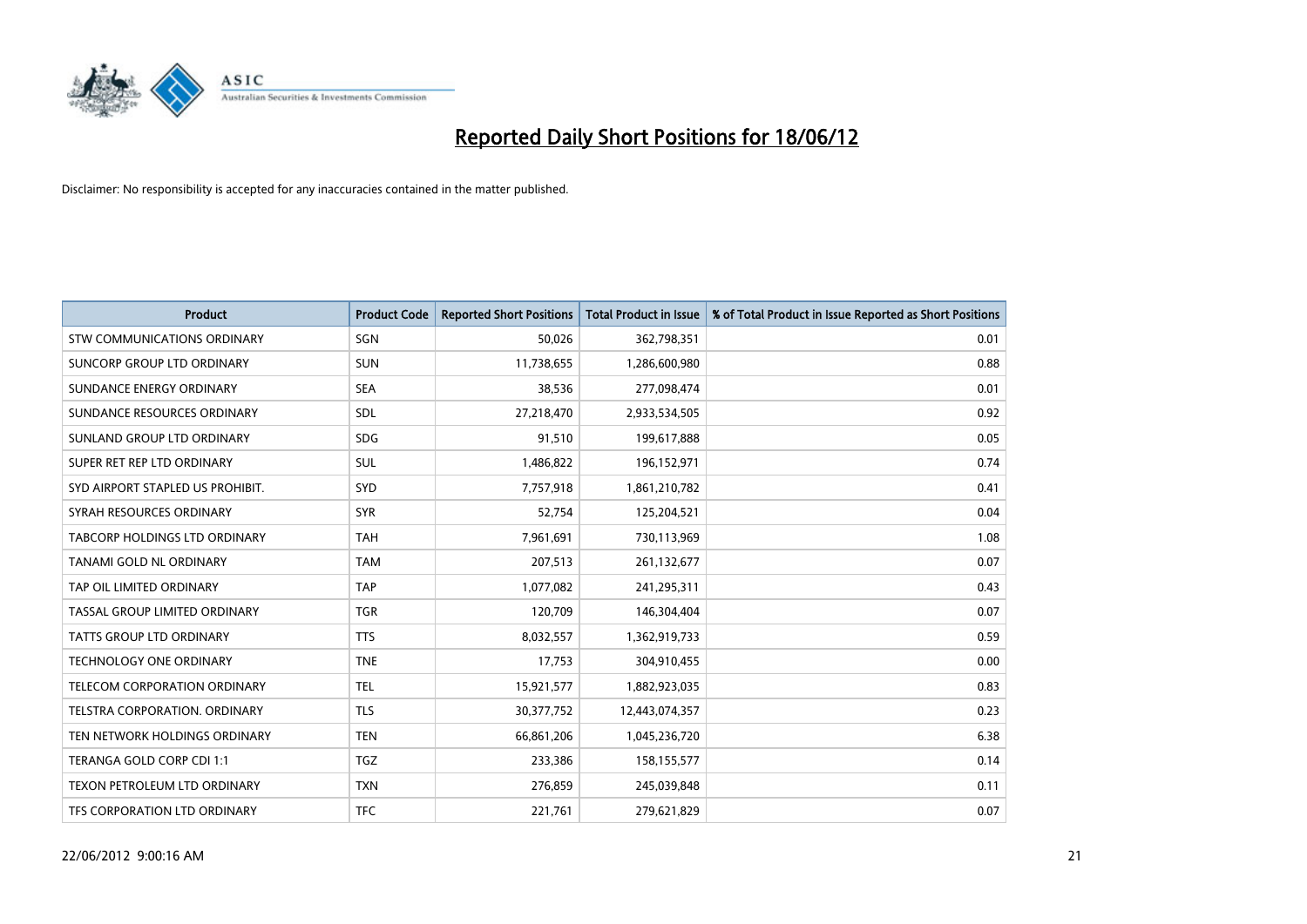# Reported Daily Short Positions for 18/06/12

Disclaimer: No responsibility is accepted for any inaccuracies contained in the matter published.

| Product | Product Code | Reported Short Positions | Total Product in Issue | % of Total Product in Issue Reported as Short Positions |
|---|---|---|---|---|
| STW COMMUNICATIONS ORDINARY | SGN | 50,026 | 362,798,351 | 0.01 |
| SUNCORP GROUP LTD ORDINARY | SUN | 11,738,655 | 1,286,600,980 | 0.88 |
| SUNDANCE ENERGY ORDINARY | SEA | 38,536 | 277,098,474 | 0.01 |
| SUNDANCE RESOURCES ORDINARY | SDL | 27,218,470 | 2,933,534,505 | 0.92 |
| SUNLAND GROUP LTD ORDINARY | SDG | 91,510 | 199,617,888 | 0.05 |
| SUPER RET REP LTD ORDINARY | SUL | 1,486,822 | 196,152,971 | 0.74 |
| SYD AIRPORT STAPLED US PROHIBIT. | SYD | 7,757,918 | 1,861,210,782 | 0.41 |
| SYRAH RESOURCES ORDINARY | SYR | 52,754 | 125,204,521 | 0.04 |
| TABCORP HOLDINGS LTD ORDINARY | TAH | 7,961,691 | 730,113,969 | 1.08 |
| TANAMI GOLD NL ORDINARY | TAM | 207,513 | 261,132,677 | 0.07 |
| TAP OIL LIMITED ORDINARY | TAP | 1,077,082 | 241,295,311 | 0.43 |
| TASSAL GROUP LIMITED ORDINARY | TGR | 120,709 | 146,304,404 | 0.07 |
| TATTS GROUP LTD ORDINARY | TTS | 8,032,557 | 1,362,919,733 | 0.59 |
| TECHNOLOGY ONE ORDINARY | TNE | 17,753 | 304,910,455 | 0.00 |
| TELECOM CORPORATION ORDINARY | TEL | 15,921,577 | 1,882,923,035 | 0.83 |
| TELSTRA CORPORATION. ORDINARY | TLS | 30,377,752 | 12,443,074,357 | 0.23 |
| TEN NETWORK HOLDINGS ORDINARY | TEN | 66,861,206 | 1,045,236,720 | 6.38 |
| TERANGA GOLD CORP CDI 1:1 | TGZ | 233,386 | 158,155,577 | 0.14 |
| TEXON PETROLEUM LTD ORDINARY | TXN | 276,859 | 245,039,848 | 0.11 |
| TFS CORPORATION LTD ORDINARY | TFC | 221,761 | 279,621,829 | 0.07 |

22/06/2012 9:00:16 AM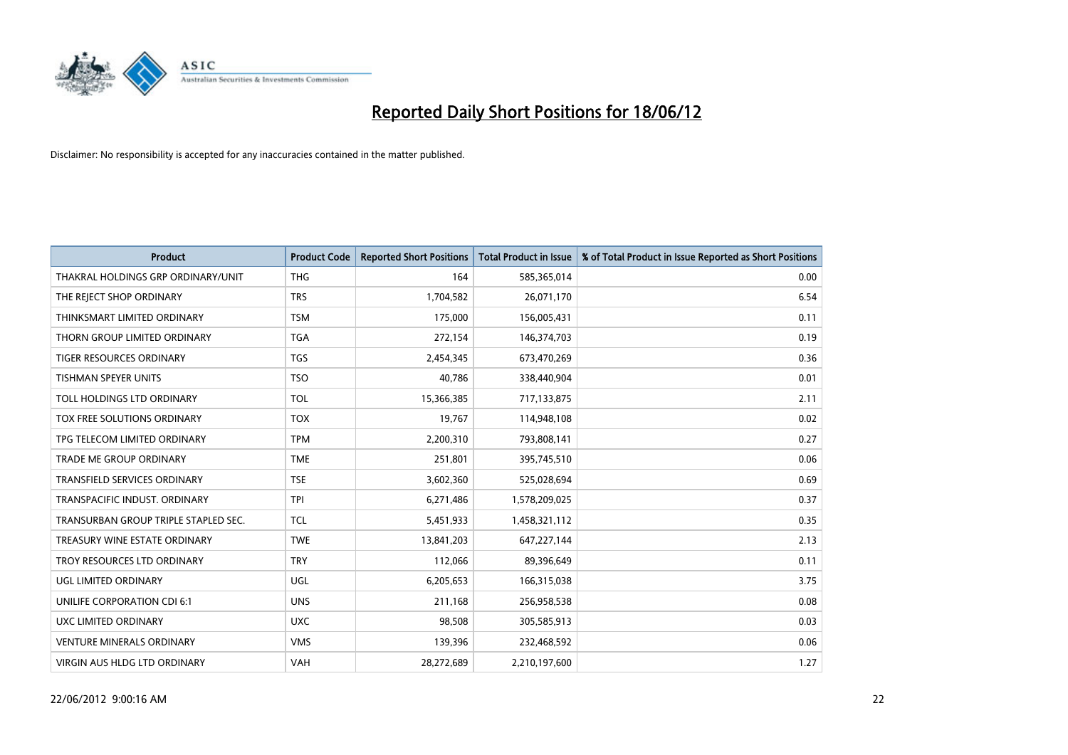# Reported Daily Short Positions for 18/06/12

Disclaimer: No responsibility is accepted for any inaccuracies contained in the matter published.

| Product | Product Code | Reported Short Positions | Total Product in Issue | % of Total Product in Issue Reported as Short Positions |
|---|---|---|---|---|
| THAKRAL HOLDINGS GRP ORDINARY/UNIT | THG | 164 | 585,365,014 | 0.00 |
| THE REJECT SHOP ORDINARY | TRS | 1,704,582 | 26,071,170 | 6.54 |
| THINKSMART LIMITED ORDINARY | TSM | 175,000 | 156,005,431 | 0.11 |
| THORN GROUP LIMITED ORDINARY | TGA | 272,154 | 146,374,703 | 0.19 |
| TIGER RESOURCES ORDINARY | TGS | 2,454,345 | 673,470,269 | 0.36 |
| TISHMAN SPEYER UNITS | TSO | 40,786 | 338,440,904 | 0.01 |
| TOLL HOLDINGS LTD ORDINARY | TOL | 15,366,385 | 717,133,875 | 2.11 |
| TOX FREE SOLUTIONS ORDINARY | TOX | 19,767 | 114,948,108 | 0.02 |
| TPG TELECOM LIMITED ORDINARY | TPM | 2,200,310 | 793,808,141 | 0.27 |
| TRADE ME GROUP ORDINARY | TME | 251,801 | 395,745,510 | 0.06 |
| TRANSFIELD SERVICES ORDINARY | TSE | 3,602,360 | 525,028,694 | 0.69 |
| TRANSPACIFIC INDUST. ORDINARY | TPI | 6,271,486 | 1,578,209,025 | 0.37 |
| TRANSURBAN GROUP TRIPLE STAPLED SEC. | TCL | 5,451,933 | 1,458,321,112 | 0.35 |
| TREASURY WINE ESTATE ORDINARY | TWE | 13,841,203 | 647,227,144 | 2.13 |
| TROY RESOURCES LTD ORDINARY | TRY | 112,066 | 89,396,649 | 0.11 |
| UGL LIMITED ORDINARY | UGL | 6,205,653 | 166,315,038 | 3.75 |
| UNILIFE CORPORATION CDI 6:1 | UNS | 211,168 | 256,958,538 | 0.08 |
| UXC LIMITED ORDINARY | UXC | 98,508 | 305,585,913 | 0.03 |
| VENTURE MINERALS ORDINARY | VMS | 139,396 | 232,468,592 | 0.06 |
| VIRGIN AUS HLDG LTD ORDINARY | VAH | 28,272,689 | 2,210,197,600 | 1.27 |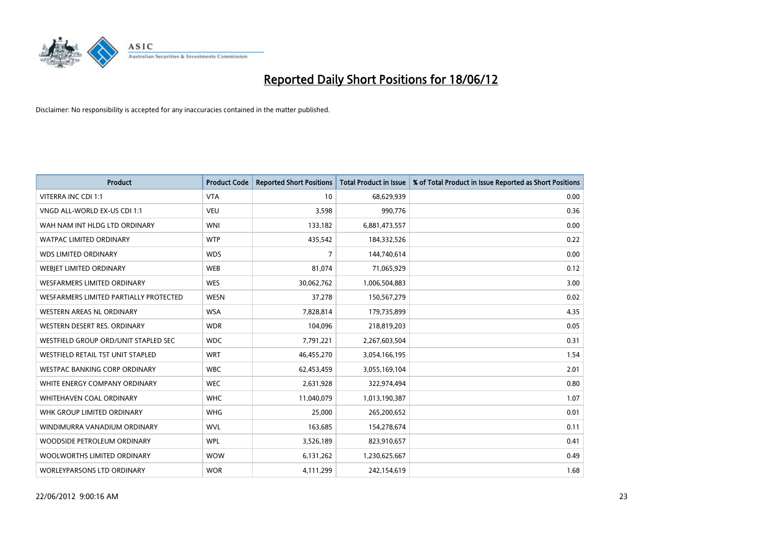# Reported Daily Short Positions for 18/06/12

Disclaimer: No responsibility is accepted for any inaccuracies contained in the matter published.

| Product | Product Code | Reported Short Positions | Total Product in Issue | % of Total Product in Issue Reported as Short Positions |
|---|---|---|---|---|
| VITERRA INC CDI 1:1 | VTA | 10 | 68,629,939 | 0.00 |
| VNGD ALL-WORLD EX-US CDI 1:1 | VEU | 3,598 | 990,776 | 0.36 |
| WAH NAM INT HLDG LTD ORDINARY | WNI | 133,182 | 6,881,473,557 | 0.00 |
| WATPAC LIMITED ORDINARY | WTP | 435,542 | 184,332,526 | 0.22 |
| WDS LIMITED ORDINARY | WDS | 7 | 144,740,614 | 0.00 |
| WEBJET LIMITED ORDINARY | WEB | 81,074 | 71,065,929 | 0.12 |
| WESFARMERS LIMITED ORDINARY | WES | 30,062,762 | 1,006,504,883 | 3.00 |
| WESFARMERS LIMITED PARTIALLY PROTECTED | WESN | 37,278 | 150,567,279 | 0.02 |
| WESTERN AREAS NL ORDINARY | WSA | 7,828,814 | 179,735,899 | 4.35 |
| WESTERN DESERT RES. ORDINARY | WDR | 104,096 | 218,819,203 | 0.05 |
| WESTFIELD GROUP ORD/UNIT STAPLED SEC | WDC | 7,791,221 | 2,267,603,504 | 0.31 |
| WESTFIELD RETAIL TST UNIT STAPLED | WRT | 46,455,270 | 3,054,166,195 | 1.54 |
| WESTPAC BANKING CORP ORDINARY | WBC | 62,453,459 | 3,055,169,104 | 2.01 |
| WHITE ENERGY COMPANY ORDINARY | WEC | 2,631,928 | 322,974,494 | 0.80 |
| WHITEHAVEN COAL ORDINARY | WHC | 11,040,079 | 1,013,190,387 | 1.07 |
| WHK GROUP LIMITED ORDINARY | WHG | 25,000 | 265,200,652 | 0.01 |
| WINDIMURRA VANADIUM ORDINARY | WVL | 163,685 | 154,278,674 | 0.11 |
| WOODSIDE PETROLEUM ORDINARY | WPL | 3,526,189 | 823,910,657 | 0.41 |
| WOOLWORTHS LIMITED ORDINARY | WOW | 6,131,262 | 1,230,625,667 | 0.49 |
| WORLEYPARSONS LTD ORDINARY | WOR | 4,111,299 | 242,154,619 | 1.68 |

22/06/2012 9:00:16 AM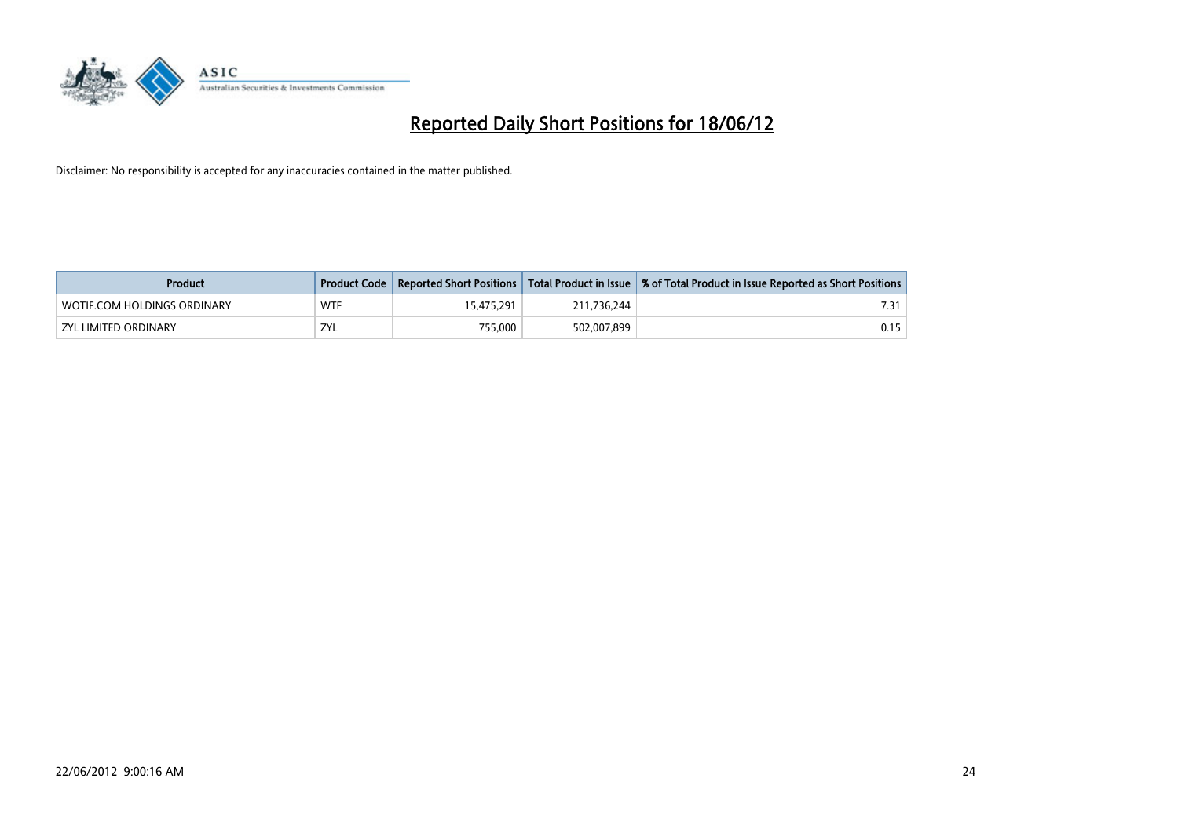# Reported Daily Short Positions for 18/06/12

Disclaimer: No responsibility is accepted for any inaccuracies contained in the matter published.

| Product | Product Code | Reported Short Positions | Total Product in Issue | % of Total Product in Issue Reported as Short Positions |
|---|---|---|---|---|
| WOTIF.COM HOLDINGS ORDINARY | WTF | 15,475,291 | 211,736,244 | 7.31 |
| ZYL LIMITED ORDINARY | ZYL | 755,000 | 502,007,899 | 0.15 |